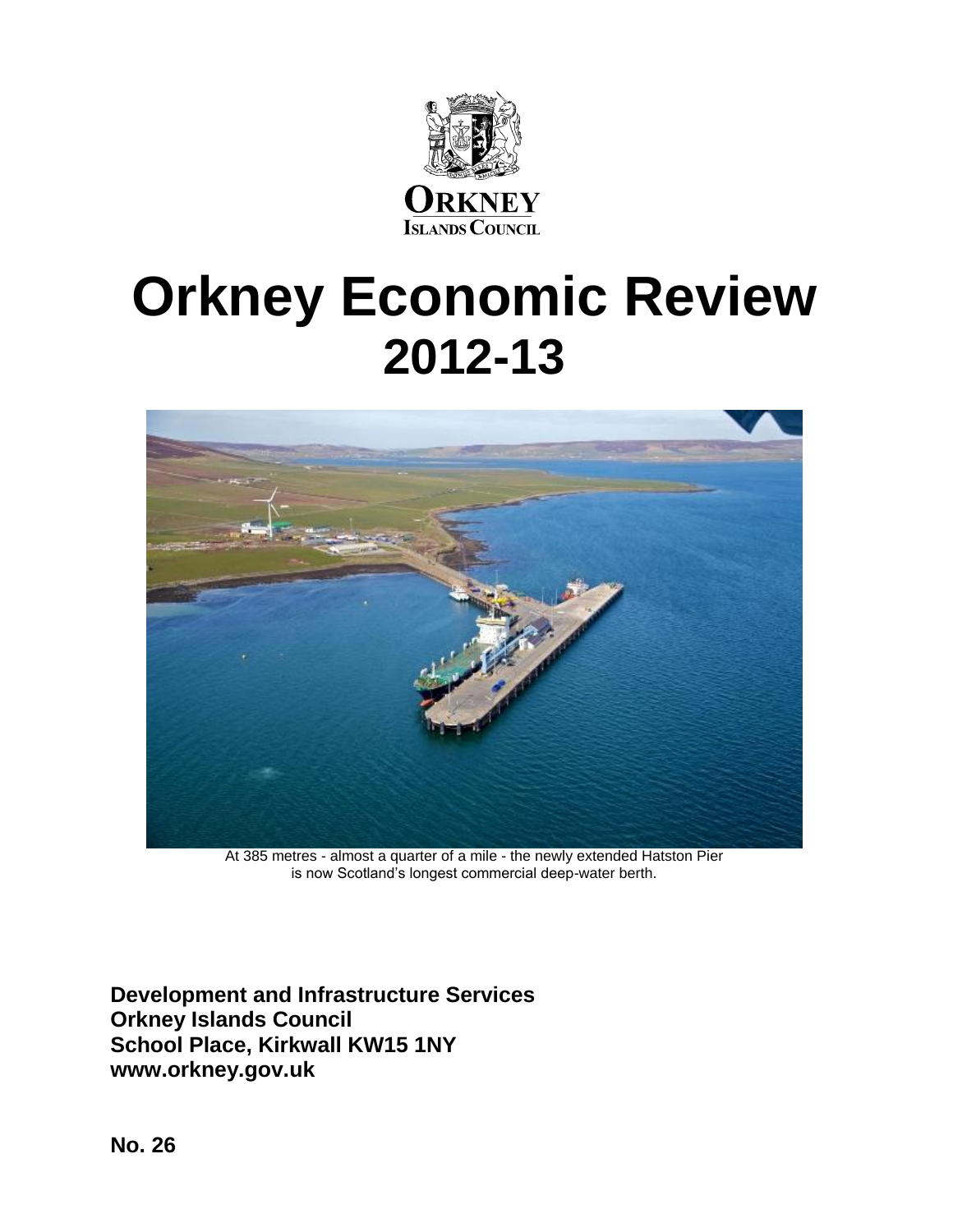Orkney Islands Council

# Orkney Economic Review 2012-13

At 385 metres - almost a quarter of a mile - the newly extended Hatston Pier is now Scotland's longest commercial deep-water berth.

**Development and Infrastructure Services**
**Orkney Islands Council**
**School Place, Kirkwall KW15 1NY**
**www.orkney.gov.uk**

**No. 26**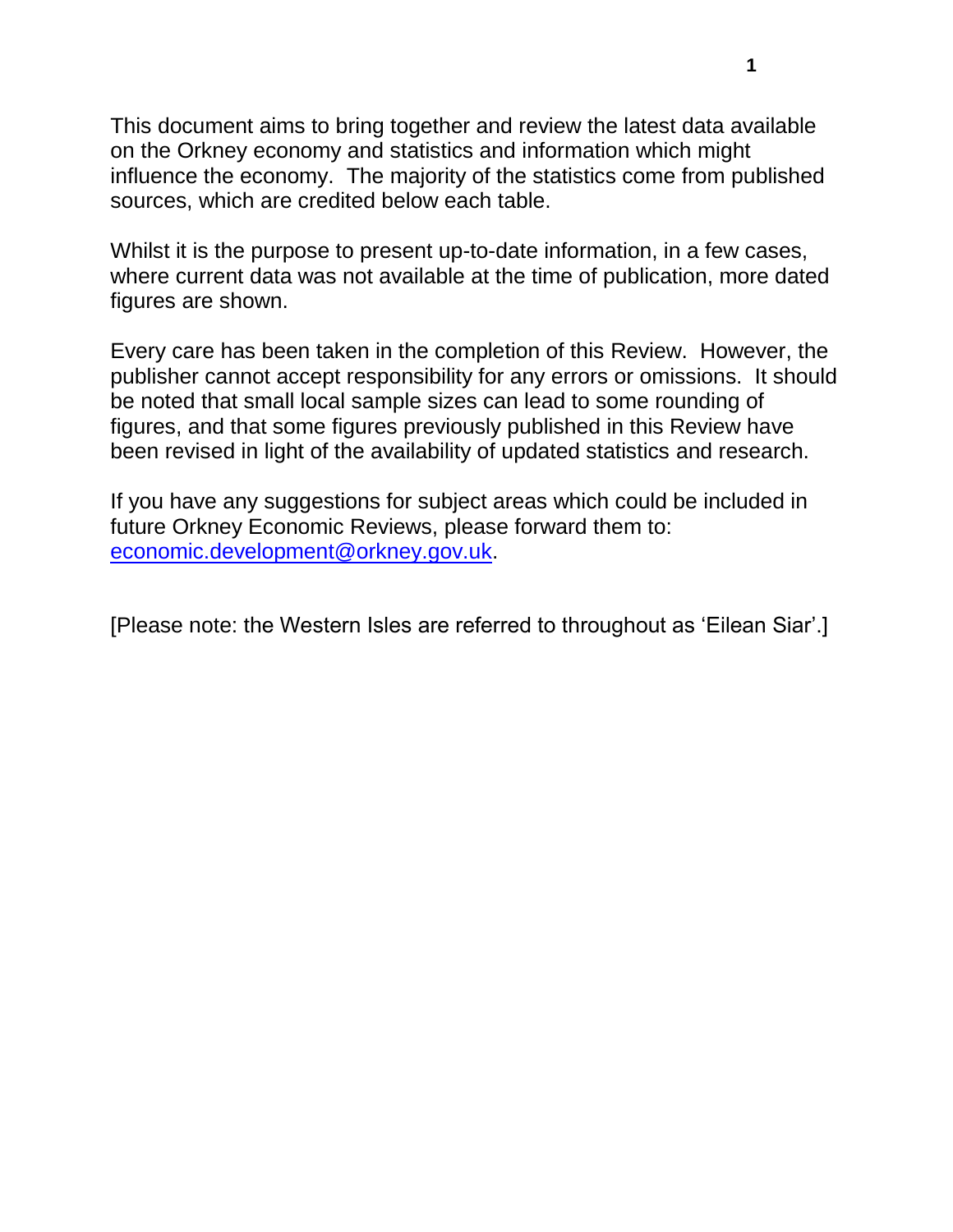This document aims to bring together and review the latest data available on the Orkney economy and statistics and information which might influence the economy. The majority of the statistics come from published sources, which are credited below each table.

Whilst it is the purpose to present up-to-date information, in a few cases, where current data was not available at the time of publication, more dated figures are shown.

Every care has been taken in the completion of this Review. However, the publisher cannot accept responsibility for any errors or omissions. It should be noted that small local sample sizes can lead to some rounding of figures, and that some figures previously published in this Review have been revised in light of the availability of updated statistics and research.

If you have any suggestions for subject areas which could be included in future Orkney Economic Reviews, please forward them to: [economic.development@orkney.gov.uk](mailto:economic.development@orkney.gov.uk).

[Please note: the Western Isles are referred to throughout as 'Eilean Siar'.]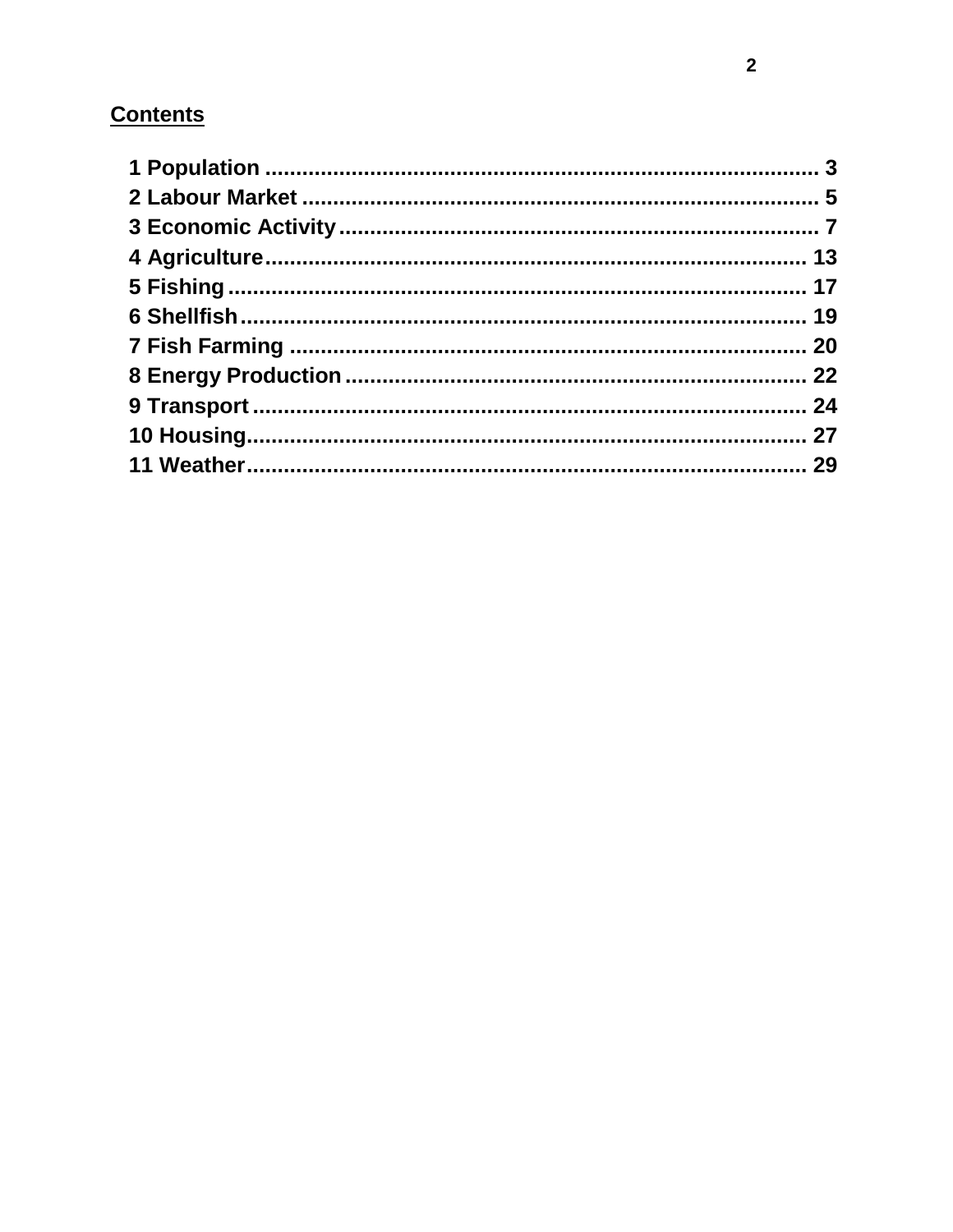## Contents

1 Population .......................................................................................... 3
2 Labour Market .................................................................................... 5
3 Economic Activity ............................................................................... 7
4 Agriculture.......................................................................................... 13
5 Fishing ............................................................................................... 17
6 Shellfish ............................................................................................. 19
7 Fish Farming ...................................................................................... 20
8 Energy Production ............................................................................. 22
9 Transport ........................................................................................... 24
10 Housing............................................................................................. 27
11 Weather............................................................................................. 29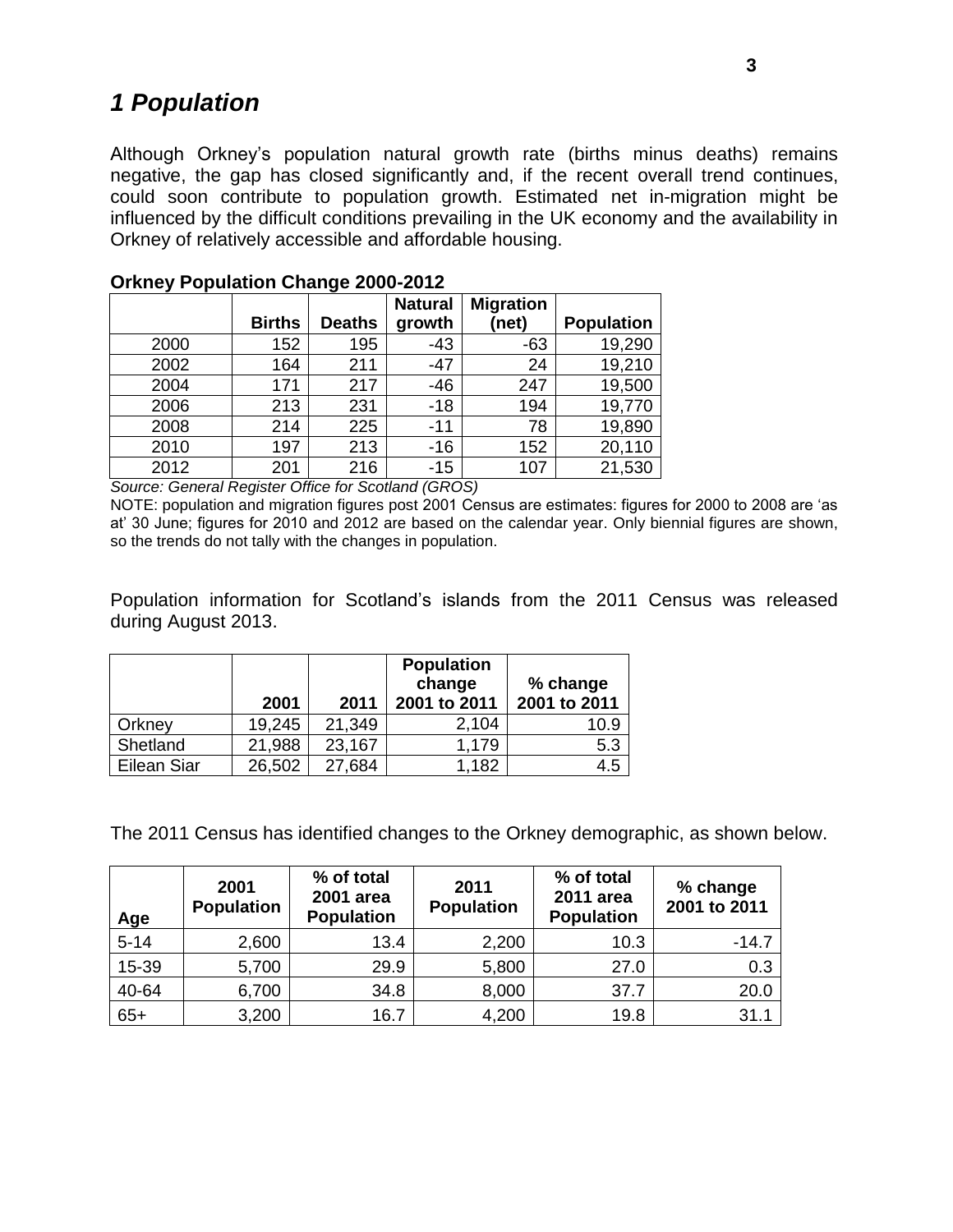# *1 Population*

Although Orkney's population natural growth rate (births minus deaths) remains negative, the gap has closed significantly and, if the recent overall trend continues, could soon contribute to population growth. Estimated net in-migration might be influenced by the difficult conditions prevailing in the UK economy and the availability in Orkney of relatively accessible and affordable housing.

**Orkney Population Change 2000-2012**

| | Births | Deaths | Natural growth | Migration (net) | Population |
|---|---|---|---|---|---|
| 2000 | 152 | 195 | -43 | -63 | 19,290 |
| 2002 | 164 | 211 | -47 | 24 | 19,210 |
| 2004 | 171 | 217 | -46 | 247 | 19,500 |
| 2006 | 213 | 231 | -18 | 194 | 19,770 |
| 2008 | 214 | 225 | -11 | 78 | 19,890 |
| 2010 | 197 | 213 | -16 | 152 | 20,110 |
| 2012 | 201 | 216 | -15 | 107 | 21,530 |

*Source: General Register Office for Scotland (GROS)*

NOTE: population and migration figures post 2001 Census are estimates: figures for 2000 to 2008 are 'as at' 30 June; figures for 2010 and 2012 are based on the calendar year. Only biennial figures are shown, so the trends do not tally with the changes in population.

Population information for Scotland's islands from the 2011 Census was released during August 2013.

| | 2001 | 2011 | Population change 2001 to 2011 | % change 2001 to 2011 |
|---|---|---|---|---|
| Orkney | 19,245 | 21,349 | 2,104 | 10.9 |
| Shetland | 21,988 | 23,167 | 1,179 | 5.3 |
| Eilean Siar | 26,502 | 27,684 | 1,182 | 4.5 |

The 2011 Census has identified changes to the Orkney demographic, as shown below.

| Age | 2001 Population | % of total 2001 area Population | 2011 Population | % of total 2011 area Population | % change 2001 to 2011 |
|---|---|---|---|---|---|
| 5-14 | 2,600 | 13.4 | 2,200 | 10.3 | -14.7 |
| 15-39 | 5,700 | 29.9 | 5,800 | 27.0 | 0.3 |
| 40-64 | 6,700 | 34.8 | 8,000 | 37.7 | 20.0 |
| 65+ | 3,200 | 16.7 | 4,200 | 19.8 | 31.1 |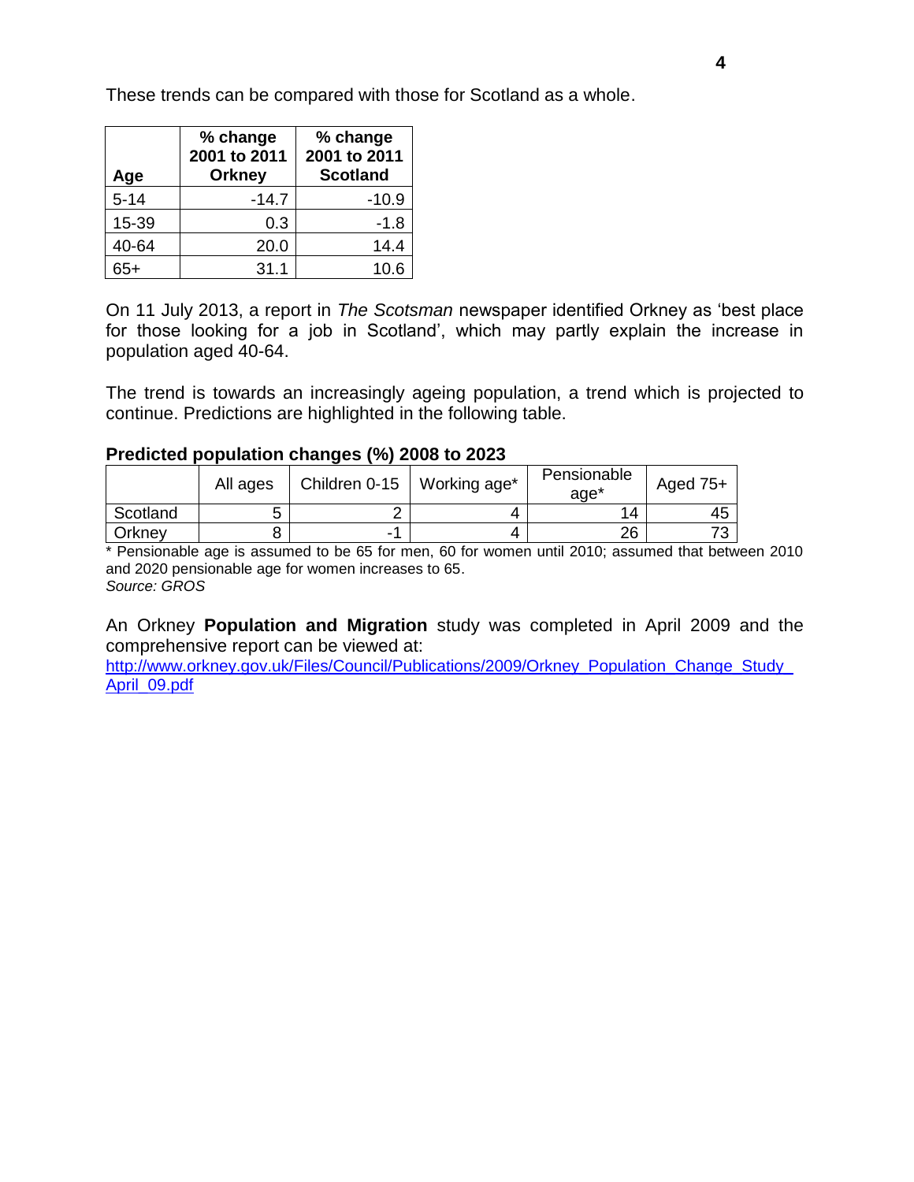These trends can be compared with those for Scotland as a whole.

| Age | % change 2001 to 2011 Orkney | % change 2001 to 2011 Scotland |
|---|---|---|
| 5-14 | -14.7 | -10.9 |
| 15-39 | 0.3 | -1.8 |
| 40-64 | 20.0 | 14.4 |
| 65+ | 31.1 | 10.6 |

On 11 July 2013, a report in *The Scotsman* newspaper identified Orkney as 'best place for those looking for a job in Scotland', which may partly explain the increase in population aged 40-64.

The trend is towards an increasingly ageing population, a trend which is projected to continue. Predictions are highlighted in the following table.

**Predicted population changes (%) 2008 to 2023**

| | All ages | Children 0-15 | Working age* | Pensionable age* | Aged 75+ |
|---|---|---|---|---|---|
| Scotland | 5 | 2 | 4 | 14 | 45 |
| Orkney | 8 | -1 | 4 | 26 | 73 |

\* Pensionable age is assumed to be 65 for men, 60 for women until 2010; assumed that between 2010 and 2020 pensionable age for women increases to 65.
*Source: GROS*

An Orkney **Population and Migration** study was completed in April 2009 and the comprehensive report can be viewed at:
[http://www.orkney.gov.uk/Files/Council/Publications/2009/Orkney_Population_Change_Study_April_09.pdf](http://www.orkney.gov.uk/Files/Council/Publications/2009/Orkney_Population_Change_Study_April_09.pdf)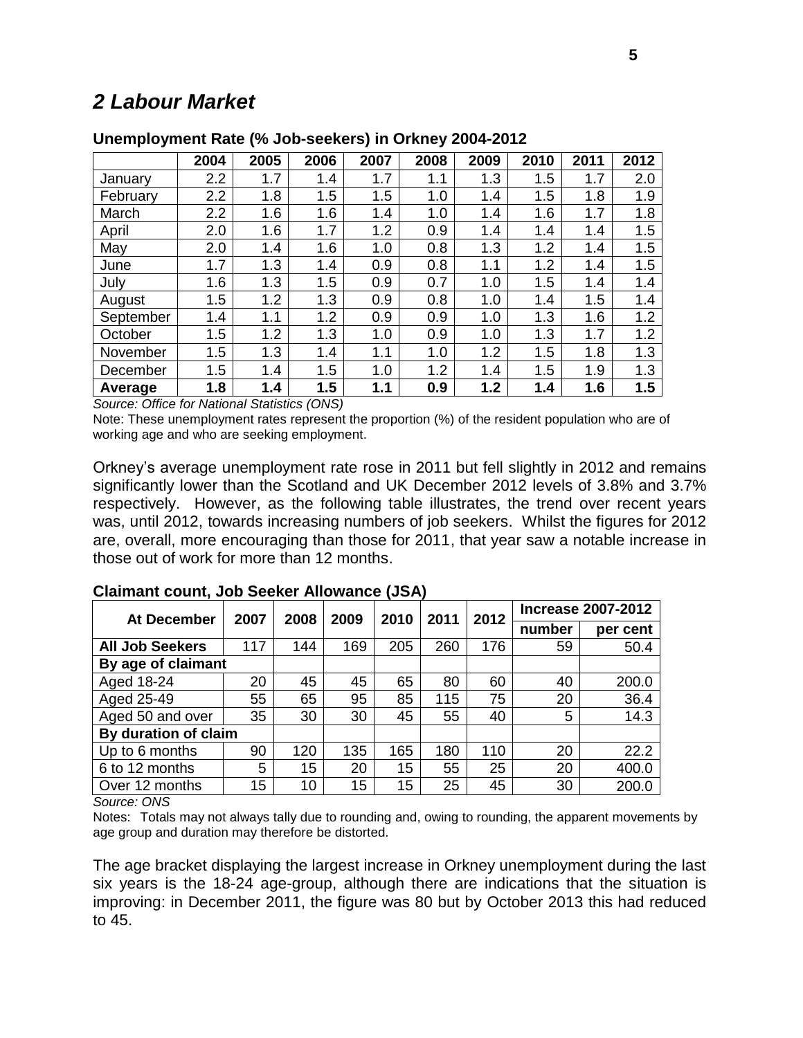## *2 Labour Market*

**Unemployment Rate (% Job-seekers) in Orkney 2004-2012**

| | 2004 | 2005 | 2006 | 2007 | 2008 | 2009 | 2010 | 2011 | 2012 |
|---|---|---|---|---|---|---|---|---|---|
| January | 2.2 | 1.7 | 1.4 | 1.7 | 1.1 | 1.3 | 1.5 | 1.7 | 2.0 |
| February | 2.2 | 1.8 | 1.5 | 1.5 | 1.0 | 1.4 | 1.5 | 1.8 | 1.9 |
| March | 2.2 | 1.6 | 1.6 | 1.4 | 1.0 | 1.4 | 1.6 | 1.7 | 1.8 |
| April | 2.0 | 1.6 | 1.7 | 1.2 | 0.9 | 1.4 | 1.4 | 1.4 | 1.5 |
| May | 2.0 | 1.4 | 1.6 | 1.0 | 0.8 | 1.3 | 1.2 | 1.4 | 1.5 |
| June | 1.7 | 1.3 | 1.4 | 0.9 | 0.8 | 1.1 | 1.2 | 1.4 | 1.5 |
| July | 1.6 | 1.3 | 1.5 | 0.9 | 0.7 | 1.0 | 1.5 | 1.4 | 1.4 |
| August | 1.5 | 1.2 | 1.3 | 0.9 | 0.8 | 1.0 | 1.4 | 1.5 | 1.4 |
| September | 1.4 | 1.1 | 1.2 | 0.9 | 0.9 | 1.0 | 1.3 | 1.6 | 1.2 |
| October | 1.5 | 1.2 | 1.3 | 1.0 | 0.9 | 1.0 | 1.3 | 1.7 | 1.2 |
| November | 1.5 | 1.3 | 1.4 | 1.1 | 1.0 | 1.2 | 1.5 | 1.8 | 1.3 |
| December | 1.5 | 1.4 | 1.5 | 1.0 | 1.2 | 1.4 | 1.5 | 1.9 | 1.3 |
| **Average** | **1.8** | **1.4** | **1.5** | **1.1** | **0.9** | **1.2** | **1.4** | **1.6** | **1.5** |

*Source: Office for National Statistics (ONS)*

Note: These unemployment rates represent the proportion (%) of the resident population who are of working age and who are seeking employment.

Orkney's average unemployment rate rose in 2011 but fell slightly in 2012 and remains significantly lower than the Scotland and UK December 2012 levels of 3.8% and 3.7% respectively. However, as the following table illustrates, the trend over recent years was, until 2012, towards increasing numbers of job seekers. Whilst the figures for 2012 are, overall, more encouraging than those for 2011, that year saw a notable increase in those out of work for more than 12 months.

**Claimant count, Job Seeker Allowance (JSA)**

| At December | 2007 | 2008 | 2009 | 2010 | 2011 | 2012 | Increase 2007-2012 | |
|---|---|---|---|---|---|---|---|---|
| | | | | | | | number | per cent |
| **All Job Seekers** | 117 | 144 | 169 | 205 | 260 | 176 | 59 | 50.4 |
| **By age of claimant** | | | | | | | | |
| Aged 18-24 | 20 | 45 | 45 | 65 | 80 | 60 | 40 | 200.0 |
| Aged 25-49 | 55 | 65 | 95 | 85 | 115 | 75 | 20 | 36.4 |
| Aged 50 and over | 35 | 30 | 30 | 45 | 55 | 40 | 5 | 14.3 |
| **By duration of claim** | | | | | | | | |
| Up to 6 months | 90 | 120 | 135 | 165 | 180 | 110 | 20 | 22.2 |
| 6 to 12 months | 5 | 15 | 20 | 15 | 55 | 25 | 20 | 400.0 |
| Over 12 months | 15 | 10 | 15 | 15 | 25 | 45 | 30 | 200.0 |

*Source: ONS*

Notes: Totals may not always tally due to rounding and, owing to rounding, the apparent movements by age group and duration may therefore be distorted.

The age bracket displaying the largest increase in Orkney unemployment during the last six years is the 18-24 age-group, although there are indications that the situation is improving: in December 2011, the figure was 80 but by October 2013 this had reduced to 45.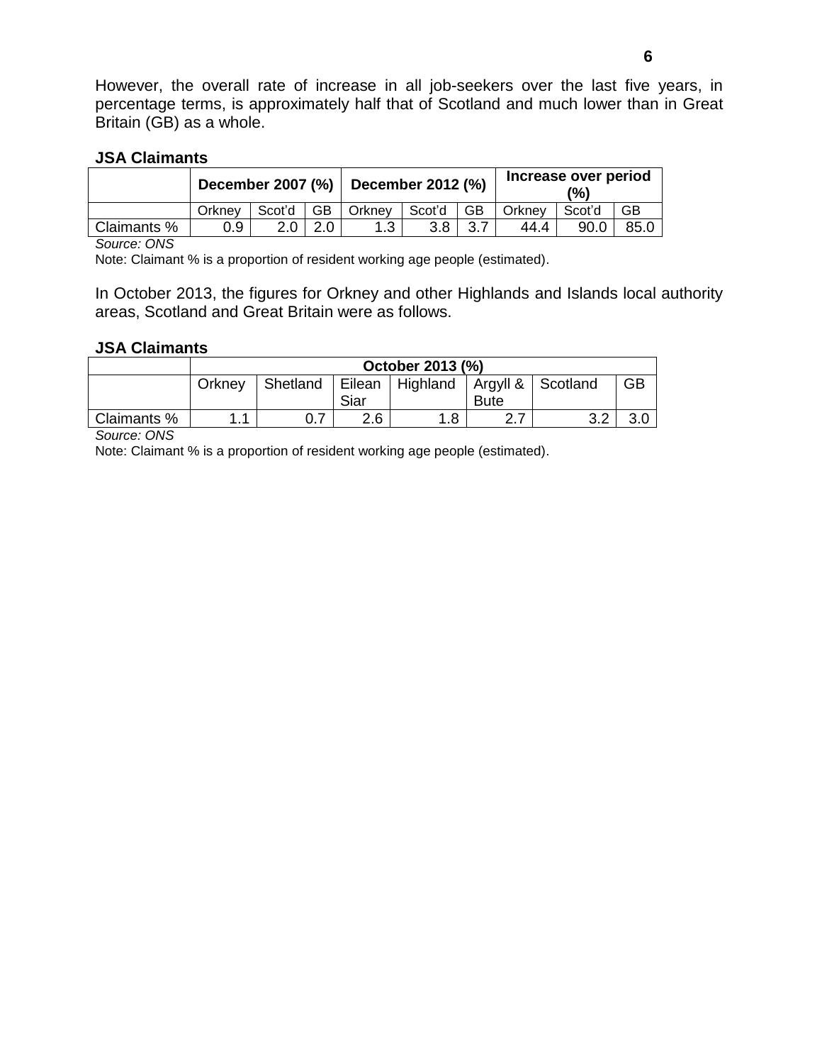However, the overall rate of increase in all job-seekers over the last five years, in percentage terms, is approximately half that of Scotland and much lower than in Great Britain (GB) as a whole.

**JSA Claimants**

| | December 2007 (%) | | | December 2012 (%) | | | Increase over period (%) | | |
|---|---|---|---|---|---|---|---|---|---|
| | Orkney | Scot'd | GB | Orkney | Scot'd | GB | Orkney | Scot'd | GB |
| Claimants % | 0.9 | 2.0 | 2.0 | 1.3 | 3.8 | 3.7 | 44.4 | 90.0 | 85.0 |

*Source: ONS*

Note: Claimant % is a proportion of resident working age people (estimated).

In October 2013, the figures for Orkney and other Highlands and Islands local authority areas, Scotland and Great Britain were as follows.

**JSA Claimants**

| | October 2013 (%) | | | | | | |
|---|---|---|---|---|---|---|---|
| | Orkney | Shetland | Eilean Siar | Highland | Argyll & Bute | Scotland | GB |
| Claimants % | 1.1 | 0.7 | 2.6 | 1.8 | 2.7 | 3.2 | 3.0 |

*Source: ONS*

Note: Claimant % is a proportion of resident working age people (estimated).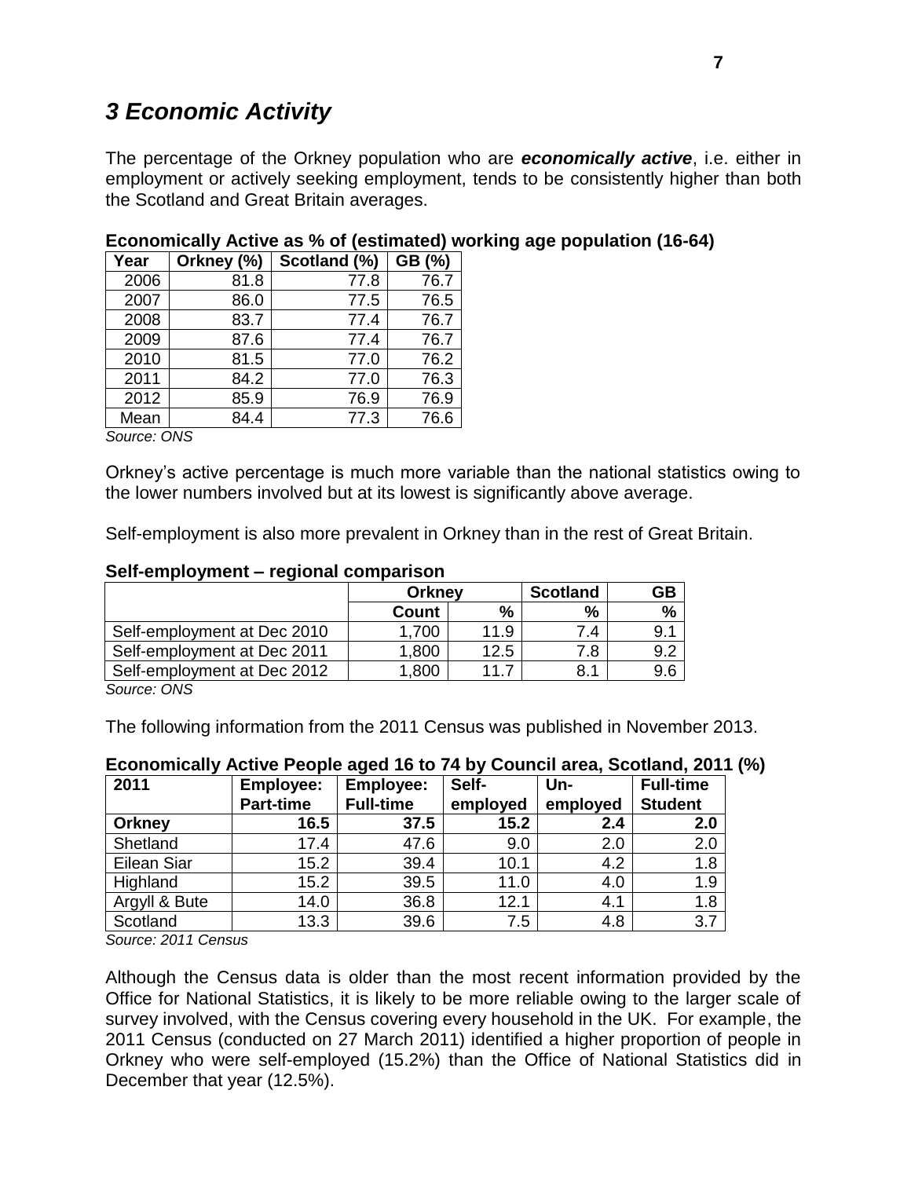## *3 Economic Activity*

The percentage of the Orkney population who are ***economically active***, i.e. either in employment or actively seeking employment, tends to be consistently higher than both the Scotland and Great Britain averages.

**Economically Active as % of (estimated) working age population (16-64)**

| Year | Orkney (%) | Scotland (%) | GB (%) |
|---|---|---|---|
| 2006 | 81.8 | 77.8 | 76.7 |
| 2007 | 86.0 | 77.5 | 76.5 |
| 2008 | 83.7 | 77.4 | 76.7 |
| 2009 | 87.6 | 77.4 | 76.7 |
| 2010 | 81.5 | 77.0 | 76.2 |
| 2011 | 84.2 | 77.0 | 76.3 |
| 2012 | 85.9 | 76.9 | 76.9 |
| Mean | 84.4 | 77.3 | 76.6 |

*Source: ONS*

Orkney's active percentage is much more variable than the national statistics owing to the lower numbers involved but at its lowest is significantly above average.

Self-employment is also more prevalent in Orkney than in the rest of Great Britain.

**Self-employment – regional comparison**

| | Orkney | | Scotland | GB |
|---|---|---|---|---|
| | **Count** | **%** | **%** | **%** |
| Self-employment at Dec 2010 | 1,700 | 11.9 | 7.4 | 9.1 |
| Self-employment at Dec 2011 | 1,800 | 12.5 | 7.8 | 9.2 |
| Self-employment at Dec 2012 | 1,800 | 11.7 | 8.1 | 9.6 |

*Source: ONS*

The following information from the 2011 Census was published in November 2013.

**Economically Active People aged 16 to 74 by Council area, Scotland, 2011 (%)**

| 2011 | Employee: Part-time | Employee: Full-time | Self-employed | Un-employed | Full-time Student |
|---|---|---|---|---|---|
| **Orkney** | **16.5** | **37.5** | **15.2** | **2.4** | **2.0** |
| Shetland | 17.4 | 47.6 | 9.0 | 2.0 | 2.0 |
| Eilean Siar | 15.2 | 39.4 | 10.1 | 4.2 | 1.8 |
| Highland | 15.2 | 39.5 | 11.0 | 4.0 | 1.9 |
| Argyll & Bute | 14.0 | 36.8 | 12.1 | 4.1 | 1.8 |
| Scotland | 13.3 | 39.6 | 7.5 | 4.8 | 3.7 |

*Source: 2011 Census*

Although the Census data is older than the most recent information provided by the Office for National Statistics, it is likely to be more reliable owing to the larger scale of survey involved, with the Census covering every household in the UK. For example, the 2011 Census (conducted on 27 March 2011) identified a higher proportion of people in Orkney who were self-employed (15.2%) than the Office of National Statistics did in December that year (12.5%).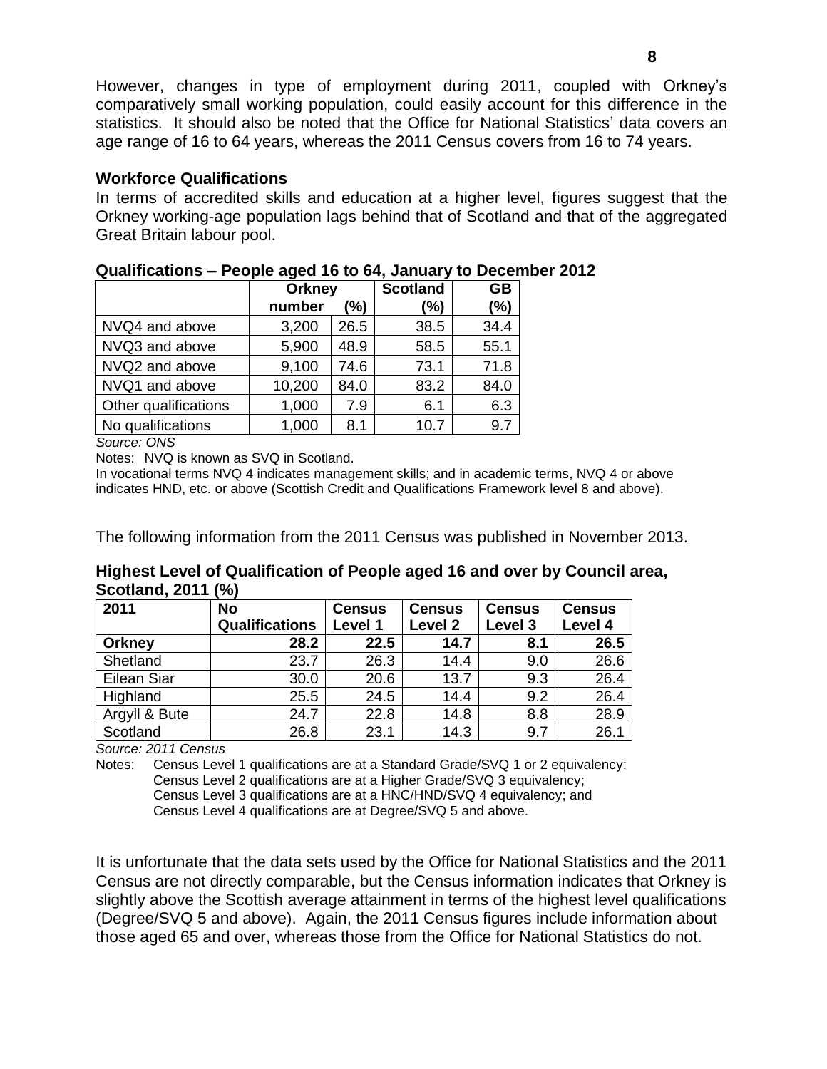However, changes in type of employment during 2011, coupled with Orkney's comparatively small working population, could easily account for this difference in the statistics. It should also be noted that the Office for National Statistics' data covers an age range of 16 to 64 years, whereas the 2011 Census covers from 16 to 74 years.

**Workforce Qualifications**

In terms of accredited skills and education at a higher level, figures suggest that the Orkney working-age population lags behind that of Scotland and that of the aggregated Great Britain labour pool.

**Qualifications – People aged 16 to 64, January to December 2012**

| | Orkney | | Scotland | GB |
|---|---|---|---|---|
| | number | (%) | (%) | (%) |
| NVQ4 and above | 3,200 | 26.5 | 38.5 | 34.4 |
| NVQ3 and above | 5,900 | 48.9 | 58.5 | 55.1 |
| NVQ2 and above | 9,100 | 74.6 | 73.1 | 71.8 |
| NVQ1 and above | 10,200 | 84.0 | 83.2 | 84.0 |
| Other qualifications | 1,000 | 7.9 | 6.1 | 6.3 |
| No qualifications | 1,000 | 8.1 | 10.7 | 9.7 |

*Source: ONS*

Notes: NVQ is known as SVQ in Scotland.

In vocational terms NVQ 4 indicates management skills; and in academic terms, NVQ 4 or above indicates HND, etc. or above (Scottish Credit and Qualifications Framework level 8 and above).

The following information from the 2011 Census was published in November 2013.

**Highest Level of Qualification of People aged 16 and over by Council area, Scotland, 2011 (%)**

| 2011 | No Qualifications | Census Level 1 | Census Level 2 | Census Level 3 | Census Level 4 |
|---|---|---|---|---|---|
| **Orkney** | **28.2** | **22.5** | **14.7** | **8.1** | **26.5** |
| Shetland | 23.7 | 26.3 | 14.4 | 9.0 | 26.6 |
| Eilean Siar | 30.0 | 20.6 | 13.7 | 9.3 | 26.4 |
| Highland | 25.5 | 24.5 | 14.4 | 9.2 | 26.4 |
| Argyll & Bute | 24.7 | 22.8 | 14.8 | 8.8 | 28.9 |
| Scotland | 26.8 | 23.1 | 14.3 | 9.7 | 26.1 |

*Source: 2011 Census*

Notes: Census Level 1 qualifications are at a Standard Grade/SVQ 1 or 2 equivalency;
Census Level 2 qualifications are at a Higher Grade/SVQ 3 equivalency;
Census Level 3 qualifications are at a HNC/HND/SVQ 4 equivalency; and
Census Level 4 qualifications are at Degree/SVQ 5 and above.

It is unfortunate that the data sets used by the Office for National Statistics and the 2011 Census are not directly comparable, but the Census information indicates that Orkney is slightly above the Scottish average attainment in terms of the highest level qualifications (Degree/SVQ 5 and above). Again, the 2011 Census figures include information about those aged 65 and over, whereas those from the Office for National Statistics do not.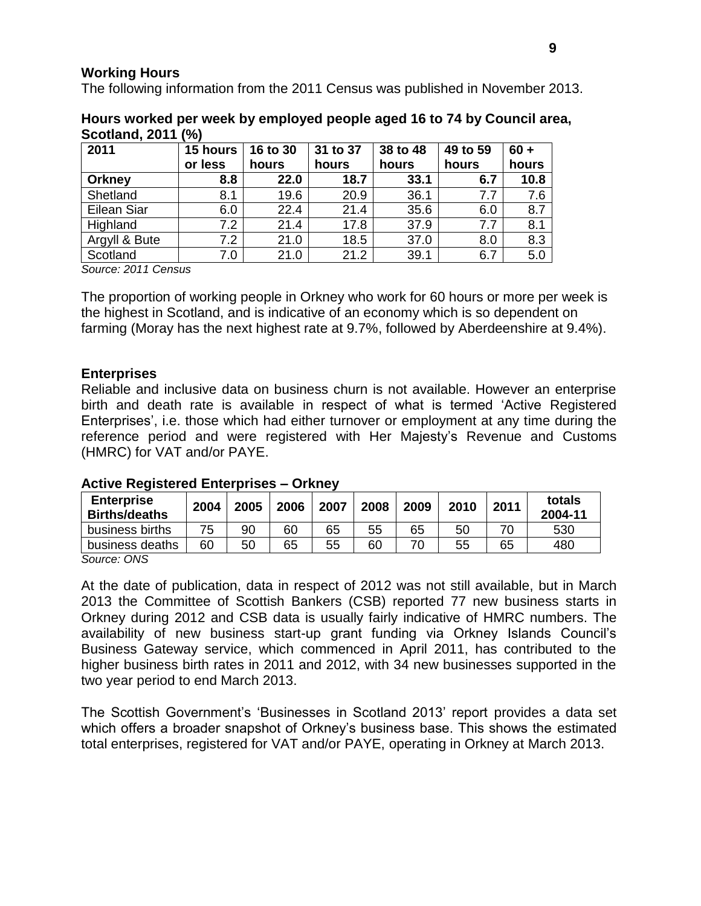## Working Hours

The following information from the 2011 Census was published in November 2013.

**Hours worked per week by employed people aged 16 to 74 by Council area, Scotland, 2011 (%)**

| 2011 | 15 hours or less | 16 to 30 hours | 31 to 37 hours | 38 to 48 hours | 49 to 59 hours | 60 + hours |
|---|---|---|---|---|---|---|
| **Orkney** | **8.8** | **22.0** | **18.7** | **33.1** | **6.7** | **10.8** |
| Shetland | 8.1 | 19.6 | 20.9 | 36.1 | 7.7 | 7.6 |
| Eilean Siar | 6.0 | 22.4 | 21.4 | 35.6 | 6.0 | 8.7 |
| Highland | 7.2 | 21.4 | 17.8 | 37.9 | 7.7 | 8.1 |
| Argyll & Bute | 7.2 | 21.0 | 18.5 | 37.0 | 8.0 | 8.3 |
| Scotland | 7.0 | 21.0 | 21.2 | 39.1 | 6.7 | 5.0 |

*Source: 2011 Census*

The proportion of working people in Orkney who work for 60 hours or more per week is the highest in Scotland, and is indicative of an economy which is so dependent on farming (Moray has the next highest rate at 9.7%, followed by Aberdeenshire at 9.4%).

## Enterprises

Reliable and inclusive data on business churn is not available. However an enterprise birth and death rate is available in respect of what is termed 'Active Registered Enterprises', i.e. those which had either turnover or employment at any time during the reference period and were registered with Her Majesty's Revenue and Customs (HMRC) for VAT and/or PAYE.

**Active Registered Enterprises – Orkney**

| Enterprise Births/deaths | 2004 | 2005 | 2006 | 2007 | 2008 | 2009 | 2010 | 2011 | totals 2004-11 |
|---|---|---|---|---|---|---|---|---|---|
| business births | 75 | 90 | 60 | 65 | 55 | 65 | 50 | 70 | 530 |
| business deaths | 60 | 50 | 65 | 55 | 60 | 70 | 55 | 65 | 480 |

*Source: ONS*

At the date of publication, data in respect of 2012 was not still available, but in March 2013 the Committee of Scottish Bankers (CSB) reported 77 new business starts in Orkney during 2012 and CSB data is usually fairly indicative of HMRC numbers. The availability of new business start-up grant funding via Orkney Islands Council's Business Gateway service, which commenced in April 2011, has contributed to the higher business birth rates in 2011 and 2012, with 34 new businesses supported in the two year period to end March 2013.

The Scottish Government's 'Businesses in Scotland 2013' report provides a data set which offers a broader snapshot of Orkney's business base. This shows the estimated total enterprises, registered for VAT and/or PAYE, operating in Orkney at March 2013.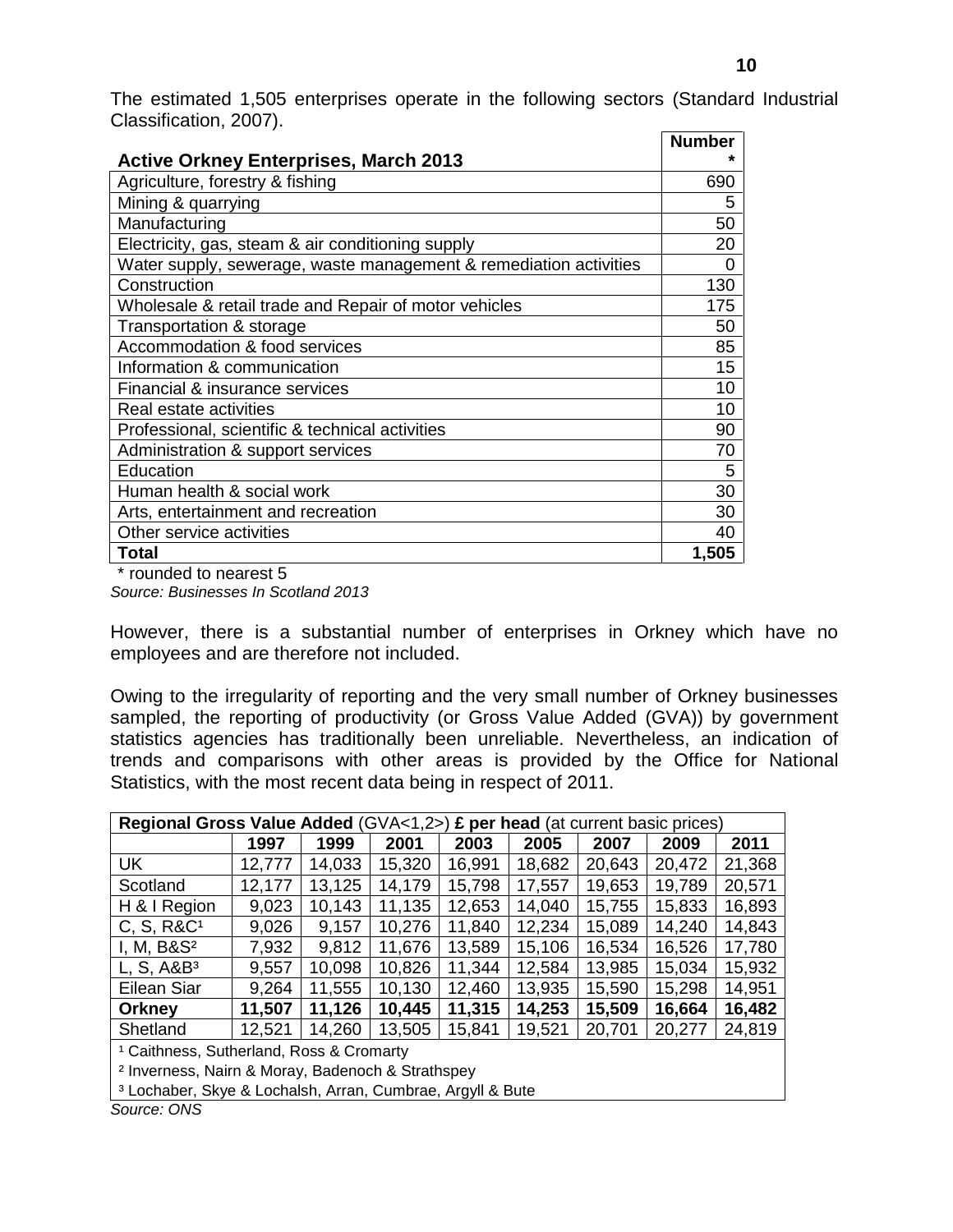The estimated 1,505 enterprises operate in the following sectors (Standard Industrial Classification, 2007).

| Active Orkney Enterprises, March 2013 | Number * |
|---|---|
| Agriculture, forestry & fishing | 690 |
| Mining & quarrying | 5 |
| Manufacturing | 50 |
| Electricity, gas, steam & air conditioning supply | 20 |
| Water supply, sewerage, waste management & remediation activities | 0 |
| Construction | 130 |
| Wholesale & retail trade and Repair of motor vehicles | 175 |
| Transportation & storage | 50 |
| Accommodation & food services | 85 |
| Information & communication | 15 |
| Financial & insurance services | 10 |
| Real estate activities | 10 |
| Professional, scientific & technical activities | 90 |
| Administration & support services | 70 |
| Education | 5 |
| Human health & social work | 30 |
| Arts, entertainment and recreation | 30 |
| Other service activities | 40 |
| **Total** | **1,505** |

\* rounded to nearest 5

*Source: Businesses In Scotland 2013*

However, there is a substantial number of enterprises in Orkney which have no employees and are therefore not included.

Owing to the irregularity of reporting and the very small number of Orkney businesses sampled, the reporting of productivity (or Gross Value Added (GVA)) by government statistics agencies has traditionally been unreliable. Nevertheless, an indication of trends and comparisons with other areas is provided by the Office for National Statistics, with the most recent data being in respect of 2011.

| **Regional Gross Value Added** (GVA<1,2>) **£ per head** (at current basic prices) | | | | | | | | |
|---|---|---|---|---|---|---|---|---|
| | **1997** | **1999** | **2001** | **2003** | **2005** | **2007** | **2009** | **2011** |
| UK | 12,777 | 14,033 | 15,320 | 16,991 | 18,682 | 20,643 | 20,472 | 21,368 |
| Scotland | 12,177 | 13,125 | 14,179 | 15,798 | 17,557 | 19,653 | 19,789 | 20,571 |
| H & I Region | 9,023 | 10,143 | 11,135 | 12,653 | 14,040 | 15,755 | 15,833 | 16,893 |
| C, S, R&C[1] | 9,026 | 9,157 | 10,276 | 11,840 | 12,234 | 15,089 | 14,240 | 14,843 |
| I, M, B&S[2] | 7,932 | 9,812 | 11,676 | 13,589 | 15,106 | 16,534 | 16,526 | 17,780 |
| L, S, A&B[3] | 9,557 | 10,098 | 10,826 | 11,344 | 12,584 | 13,985 | 15,034 | 15,932 |
| Eilean Siar | 9,264 | 11,555 | 10,130 | 12,460 | 13,935 | 15,590 | 15,298 | 14,951 |
| **Orkney** | **11,507** | **11,126** | **10,445** | **11,315** | **14,253** | **15,509** | **16,664** | **16,482** |
| Shetland | 12,521 | 14,260 | 13,505 | 15,841 | 19,521 | 20,701 | 20,277 | 24,819 |

[1] Caithness, Sutherland, Ross & Cromarty

[2] Inverness, Nairn & Moray, Badenoch & Strathspey

[3] Lochaber, Skye & Lochalsh, Arran, Cumbrae, Argyll & Bute

*Source: ONS*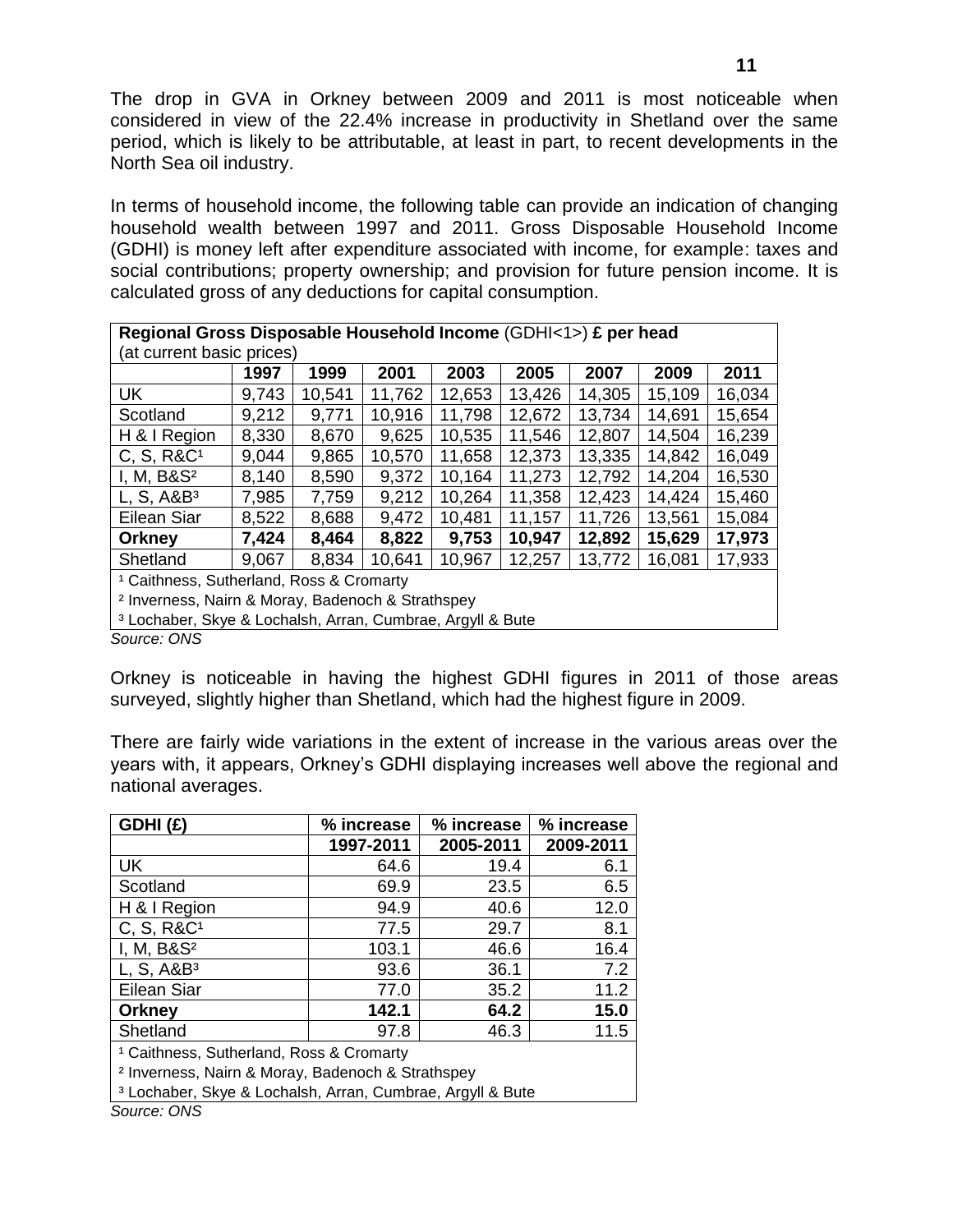The drop in GVA in Orkney between 2009 and 2011 is most noticeable when considered in view of the 22.4% increase in productivity in Shetland over the same period, which is likely to be attributable, at least in part, to recent developments in the North Sea oil industry.

In terms of household income, the following table can provide an indication of changing household wealth between 1997 and 2011. Gross Disposable Household Income (GDHI) is money left after expenditure associated with income, for example: taxes and social contributions; property ownership; and provision for future pension income. It is calculated gross of any deductions for capital consumption.

| **Regional Gross Disposable Household Income** (GDHI<1>) **£ per head** (at current basic prices) | | | | | | | | |
|---|---|---|---|---|---|---|---|---|
| | **1997** | **1999** | **2001** | **2003** | **2005** | **2007** | **2009** | **2011** |
| UK | 9,743 | 10,541 | 11,762 | 12,653 | 13,426 | 14,305 | 15,109 | 16,034 |
| Scotland | 9,212 | 9,771 | 10,916 | 11,798 | 12,672 | 13,734 | 14,691 | 15,654 |
| H & I Region | 8,330 | 8,670 | 9,625 | 10,535 | 11,546 | 12,807 | 14,504 | 16,239 |
| C, S, R&C[1] | 9,044 | 9,865 | 10,570 | 11,658 | 12,373 | 13,335 | 14,842 | 16,049 |
| I, M, B&S[2] | 8,140 | 8,590 | 9,372 | 10,164 | 11,273 | 12,792 | 14,204 | 16,530 |
| L, S, A&B[3] | 7,985 | 7,759 | 9,212 | 10,264 | 11,358 | 12,423 | 14,424 | 15,460 |
| Eilean Siar | 8,522 | 8,688 | 9,472 | 10,481 | 11,157 | 11,726 | 13,561 | 15,084 |
| **Orkney** | **7,424** | **8,464** | **8,822** | **9,753** | **10,947** | **12,892** | **15,629** | **17,973** |
| Shetland | 9,067 | 8,834 | 10,641 | 10,967 | 12,257 | 13,772 | 16,081 | 17,933 |

[1] Caithness, Sutherland, Ross & Cromarty
[2] Inverness, Nairn & Moray, Badenoch & Strathspey
[3] Lochaber, Skye & Lochalsh, Arran, Cumbrae, Argyll & Bute

*Source: ONS*

Orkney is noticeable in having the highest GDHI figures in 2011 of those areas surveyed, slightly higher than Shetland, which had the highest figure in 2009.

There are fairly wide variations in the extent of increase in the various areas over the years with, it appears, Orkney's GDHI displaying increases well above the regional and national averages.

| **GDHI (£)** | **% increase** | **% increase** | **% increase** |
|---|---|---|---|
| | **1997-2011** | **2005-2011** | **2009-2011** |
| UK | 64.6 | 19.4 | 6.1 |
| Scotland | 69.9 | 23.5 | 6.5 |
| H & I Region | 94.9 | 40.6 | 12.0 |
| C, S, R&C[1] | 77.5 | 29.7 | 8.1 |
| I, M, B&S[2] | 103.1 | 46.6 | 16.4 |
| L, S, A&B[3] | 93.6 | 36.1 | 7.2 |
| Eilean Siar | 77.0 | 35.2 | 11.2 |
| **Orkney** | **142.1** | **64.2** | **15.0** |
| Shetland | 97.8 | 46.3 | 11.5 |

[1] Caithness, Sutherland, Ross & Cromarty
[2] Inverness, Nairn & Moray, Badenoch & Strathspey
[3] Lochaber, Skye & Lochalsh, Arran, Cumbrae, Argyll & Bute

*Source: ONS*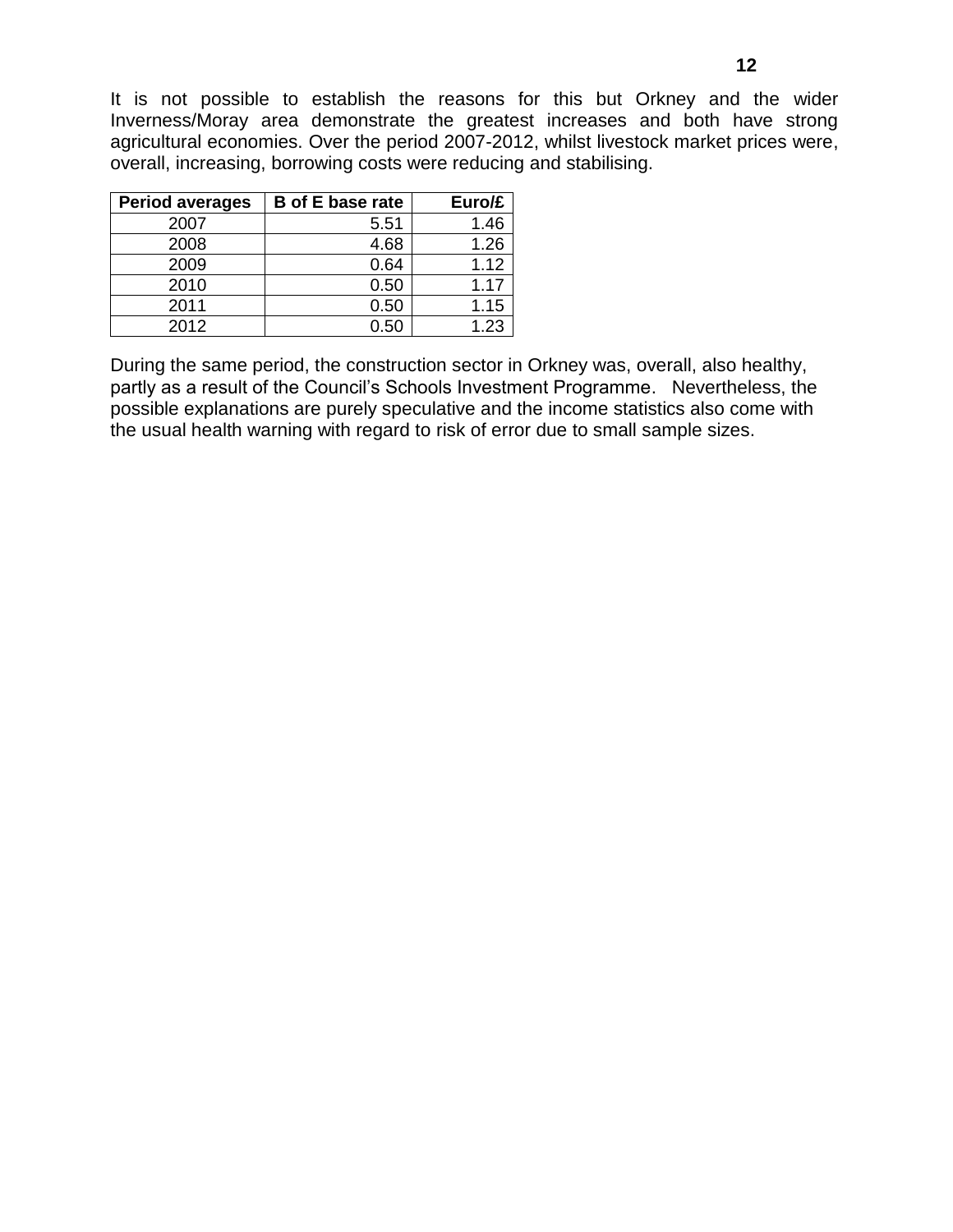It is not possible to establish the reasons for this but Orkney and the wider Inverness/Moray area demonstrate the greatest increases and both have strong agricultural economies. Over the period 2007-2012, whilst livestock market prices were, overall, increasing, borrowing costs were reducing and stabilising.

| Period averages | B of E base rate | Euro/£ |
|---|---|---|
| 2007 | 5.51 | 1.46 |
| 2008 | 4.68 | 1.26 |
| 2009 | 0.64 | 1.12 |
| 2010 | 0.50 | 1.17 |
| 2011 | 0.50 | 1.15 |
| 2012 | 0.50 | 1.23 |

During the same period, the construction sector in Orkney was, overall, also healthy, partly as a result of the Council's Schools Investment Programme. Nevertheless, the possible explanations are purely speculative and the income statistics also come with the usual health warning with regard to risk of error due to small sample sizes.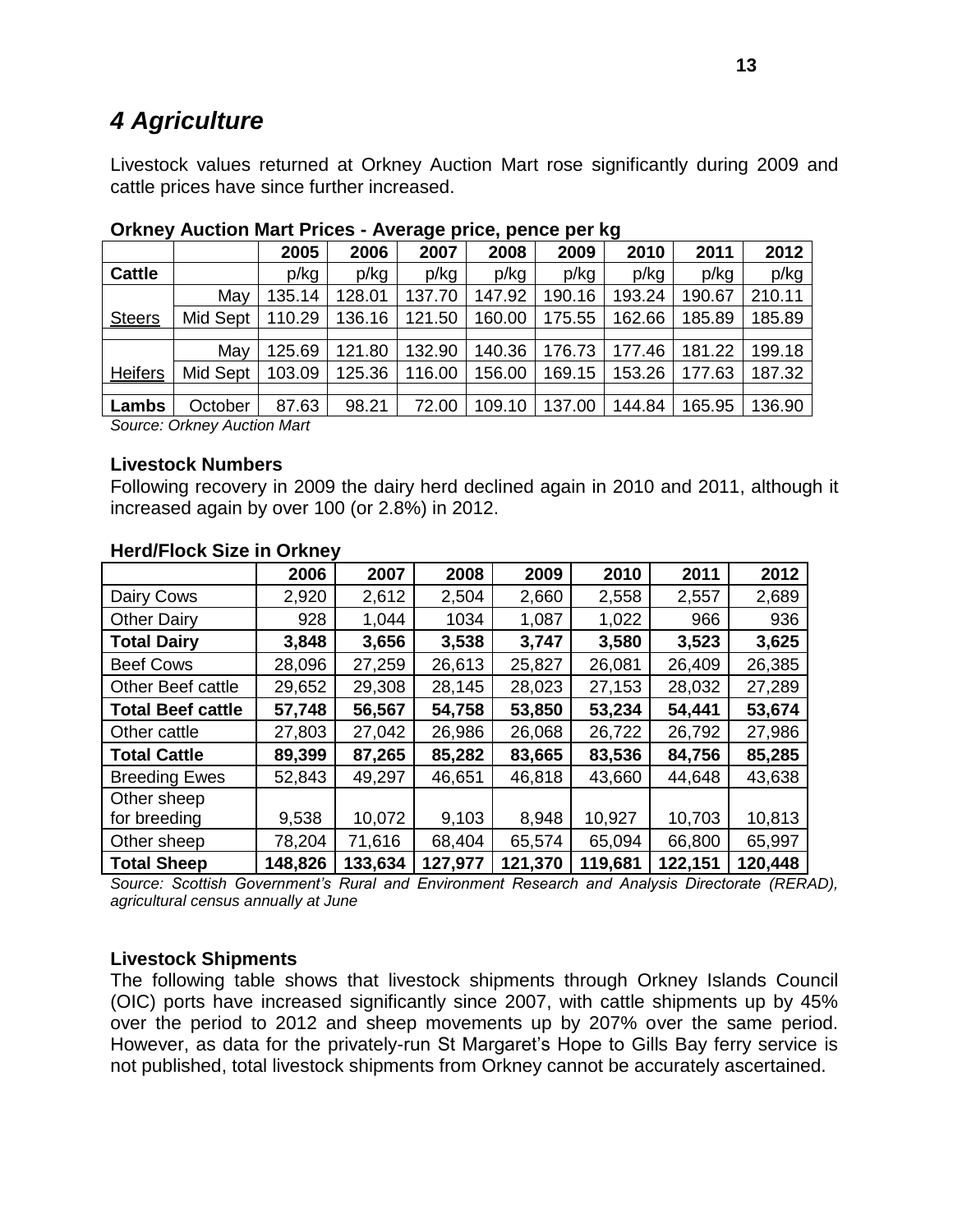# 4 Agriculture

Livestock values returned at Orkney Auction Mart rose significantly during 2009 and cattle prices have since further increased.

**Orkney Auction Mart Prices - Average price, pence per kg**

| | | 2005 | 2006 | 2007 | 2008 | 2009 | 2010 | 2011 | 2012 |
|---|---|---|---|---|---|---|---|---|---|
| **Cattle** | | p/kg | p/kg | p/kg | p/kg | p/kg | p/kg | p/kg | p/kg |
| Steers | May | 135.14 | 128.01 | 137.70 | 147.92 | 190.16 | 193.24 | 190.67 | 210.11 |
| | Mid Sept | 110.29 | 136.16 | 121.50 | 160.00 | 175.55 | 162.66 | 185.89 | 185.89 |
| Heifers | May | 125.69 | 121.80 | 132.90 | 140.36 | 176.73 | 177.46 | 181.22 | 199.18 |
| | Mid Sept | 103.09 | 125.36 | 116.00 | 156.00 | 169.15 | 153.26 | 177.63 | 187.32 |
| **Lambs** | October | 87.63 | 98.21 | 72.00 | 109.10 | 137.00 | 144.84 | 165.95 | 136.90 |

*Source: Orkney Auction Mart*

### Livestock Numbers

Following recovery in 2009 the dairy herd declined again in 2010 and 2011, although it increased again by over 100 (or 2.8%) in 2012.

**Herd/Flock Size in Orkney**

| | 2006 | 2007 | 2008 | 2009 | 2010 | 2011 | 2012 |
|---|---|---|---|---|---|---|---|
| Dairy Cows | 2,920 | 2,612 | 2,504 | 2,660 | 2,558 | 2,557 | 2,689 |
| Other Dairy | 928 | 1,044 | 1034 | 1,087 | 1,022 | 966 | 936 |
| **Total Dairy** | **3,848** | **3,656** | **3,538** | **3,747** | **3,580** | **3,523** | **3,625** |
| Beef Cows | 28,096 | 27,259 | 26,613 | 25,827 | 26,081 | 26,409 | 26,385 |
| Other Beef cattle | 29,652 | 29,308 | 28,145 | 28,023 | 27,153 | 28,032 | 27,289 |
| **Total Beef cattle** | **57,748** | **56,567** | **54,758** | **53,850** | **53,234** | **54,441** | **53,674** |
| Other cattle | 27,803 | 27,042 | 26,986 | 26,068 | 26,722 | 26,792 | 27,986 |
| **Total Cattle** | **89,399** | **87,265** | **85,282** | **83,665** | **83,536** | **84,756** | **85,285** |
| Breeding Ewes | 52,843 | 49,297 | 46,651 | 46,818 | 43,660 | 44,648 | 43,638 |
| Other sheep for breeding | 9,538 | 10,072 | 9,103 | 8,948 | 10,927 | 10,703 | 10,813 |
| Other sheep | 78,204 | 71,616 | 68,404 | 65,574 | 65,094 | 66,800 | 65,997 |
| **Total Sheep** | **148,826** | **133,634** | **127,977** | **121,370** | **119,681** | **122,151** | **120,448** |

*Source: Scottish Government's Rural and Environment Research and Analysis Directorate (RERAD), agricultural census annually at June*

### Livestock Shipments

The following table shows that livestock shipments through Orkney Islands Council (OIC) ports have increased significantly since 2007, with cattle shipments up by 45% over the period to 2012 and sheep movements up by 207% over the same period. However, as data for the privately-run St Margaret's Hope to Gills Bay ferry service is not published, total livestock shipments from Orkney cannot be accurately ascertained.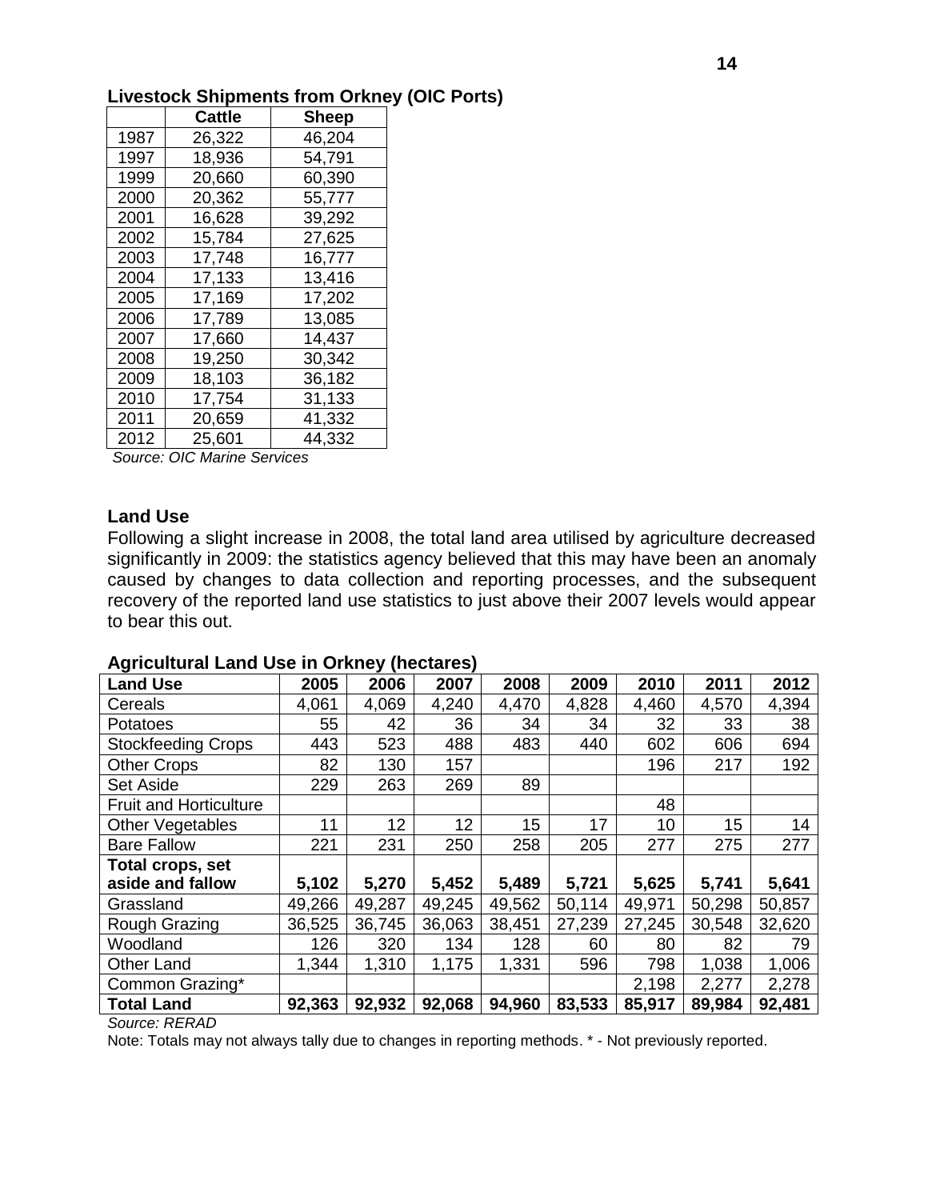**Livestock Shipments from Orkney (OIC Ports)**

| | Cattle | Sheep |
|---|---|---|
| 1987 | 26,322 | 46,204 |
| 1997 | 18,936 | 54,791 |
| 1999 | 20,660 | 60,390 |
| 2000 | 20,362 | 55,777 |
| 2001 | 16,628 | 39,292 |
| 2002 | 15,784 | 27,625 |
| 2003 | 17,748 | 16,777 |
| 2004 | 17,133 | 13,416 |
| 2005 | 17,169 | 17,202 |
| 2006 | 17,789 | 13,085 |
| 2007 | 17,660 | 14,437 |
| 2008 | 19,250 | 30,342 |
| 2009 | 18,103 | 36,182 |
| 2010 | 17,754 | 31,133 |
| 2011 | 20,659 | 41,332 |
| 2012 | 25,601 | 44,332 |

*Source: OIC Marine Services*

**Land Use**

Following a slight increase in 2008, the total land area utilised by agriculture decreased significantly in 2009: the statistics agency believed that this may have been an anomaly caused by changes to data collection and reporting processes, and the subsequent recovery of the reported land use statistics to just above their 2007 levels would appear to bear this out.

**Agricultural Land Use in Orkney (hectares)**

| Land Use | 2005 | 2006 | 2007 | 2008 | 2009 | 2010 | 2011 | 2012 |
|---|---|---|---|---|---|---|---|---|
| Cereals | 4,061 | 4,069 | 4,240 | 4,470 | 4,828 | 4,460 | 4,570 | 4,394 |
| Potatoes | 55 | 42 | 36 | 34 | 34 | 32 | 33 | 38 |
| Stockfeeding Crops | 443 | 523 | 488 | 483 | 440 | 602 | 606 | 694 |
| Other Crops | 82 | 130 | 157 | | | 196 | 217 | 192 |
| Set Aside | 229 | 263 | 269 | 89 | | | | |
| Fruit and Horticulture | | | | | | 48 | | |
| Other Vegetables | 11 | 12 | 12 | 15 | 17 | 10 | 15 | 14 |
| Bare Fallow | 221 | 231 | 250 | 258 | 205 | 277 | 275 | 277 |
| **Total crops, set aside and fallow** | **5,102** | **5,270** | **5,452** | **5,489** | **5,721** | **5,625** | **5,741** | **5,641** |
| Grassland | 49,266 | 49,287 | 49,245 | 49,562 | 50,114 | 49,971 | 50,298 | 50,857 |
| Rough Grazing | 36,525 | 36,745 | 36,063 | 38,451 | 27,239 | 27,245 | 30,548 | 32,620 |
| Woodland | 126 | 320 | 134 | 128 | 60 | 80 | 82 | 79 |
| Other Land | 1,344 | 1,310 | 1,175 | 1,331 | 596 | 798 | 1,038 | 1,006 |
| Common Grazing* | | | | | | 2,198 | 2,277 | 2,278 |
| **Total Land** | **92,363** | **92,932** | **92,068** | **94,960** | **83,533** | **85,917** | **89,984** | **92,481** |

*Source: RERAD*

Note: Totals may not always tally due to changes in reporting methods. * - Not previously reported.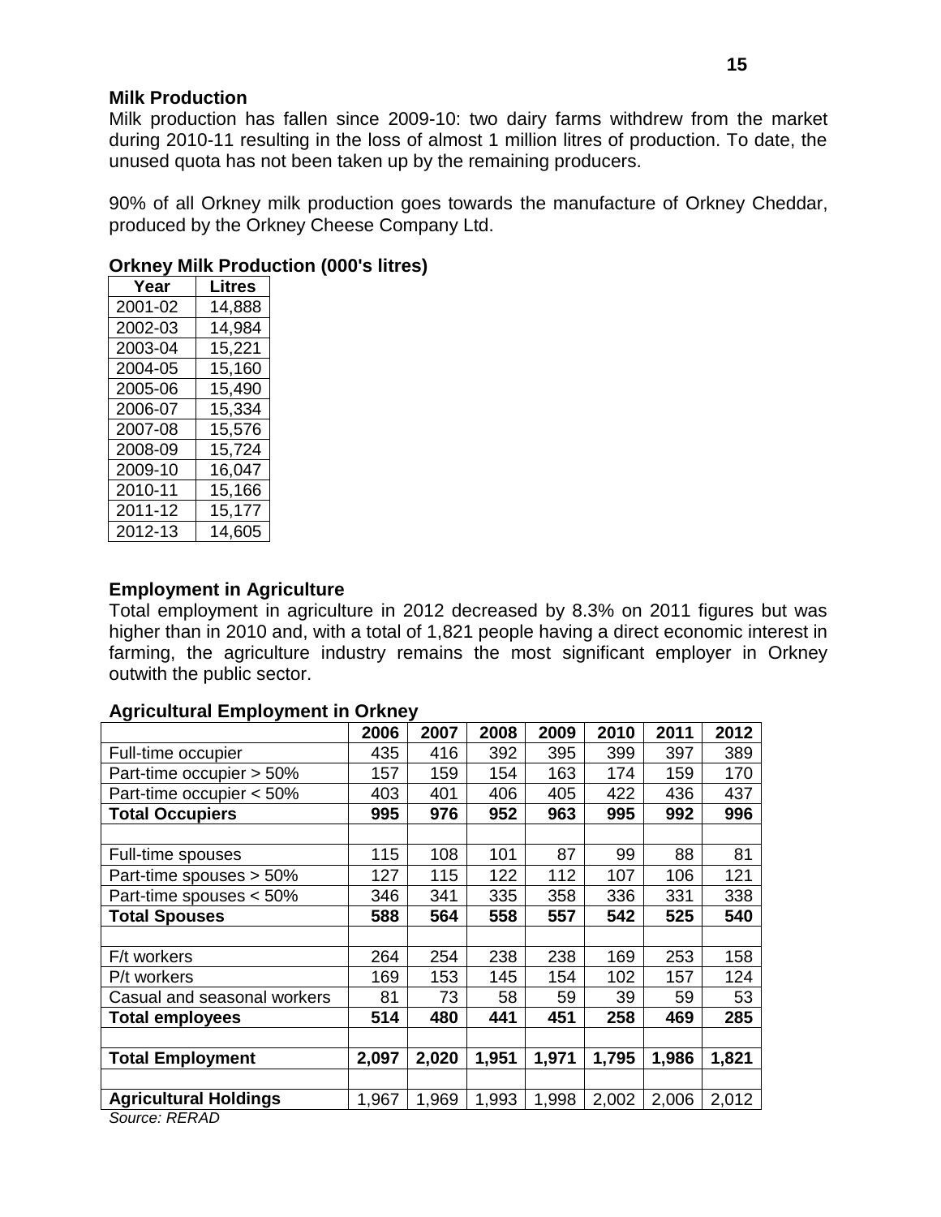## Milk Production

Milk production has fallen since 2009-10: two dairy farms withdrew from the market during 2010-11 resulting in the loss of almost 1 million litres of production. To date, the unused quota has not been taken up by the remaining producers.

90% of all Orkney milk production goes towards the manufacture of Orkney Cheddar, produced by the Orkney Cheese Company Ltd.

**Orkney Milk Production (000's litres)**

| Year | Litres |
|---|---|
| 2001-02 | 14,888 |
| 2002-03 | 14,984 |
| 2003-04 | 15,221 |
| 2004-05 | 15,160 |
| 2005-06 | 15,490 |
| 2006-07 | 15,334 |
| 2007-08 | 15,576 |
| 2008-09 | 15,724 |
| 2009-10 | 16,047 |
| 2010-11 | 15,166 |
| 2011-12 | 15,177 |
| 2012-13 | 14,605 |

## Employment in Agriculture

Total employment in agriculture in 2012 decreased by 8.3% on 2011 figures but was higher than in 2010 and, with a total of 1,821 people having a direct economic interest in farming, the agriculture industry remains the most significant employer in Orkney outwith the public sector.

**Agricultural Employment in Orkney**

| | 2006 | 2007 | 2008 | 2009 | 2010 | 2011 | 2012 |
|---|---|---|---|---|---|---|---|
| Full-time occupier | 435 | 416 | 392 | 395 | 399 | 397 | 389 |
| Part-time occupier > 50% | 157 | 159 | 154 | 163 | 174 | 159 | 170 |
| Part-time occupier < 50% | 403 | 401 | 406 | 405 | 422 | 436 | 437 |
| **Total Occupiers** | **995** | **976** | **952** | **963** | **995** | **992** | **996** |
| | | | | | | | |
| Full-time spouses | 115 | 108 | 101 | 87 | 99 | 88 | 81 |
| Part-time spouses > 50% | 127 | 115 | 122 | 112 | 107 | 106 | 121 |
| Part-time spouses < 50% | 346 | 341 | 335 | 358 | 336 | 331 | 338 |
| **Total Spouses** | **588** | **564** | **558** | **557** | **542** | **525** | **540** |
| | | | | | | | |
| F/t workers | 264 | 254 | 238 | 238 | 169 | 253 | 158 |
| P/t workers | 169 | 153 | 145 | 154 | 102 | 157 | 124 |
| Casual and seasonal workers | 81 | 73 | 58 | 59 | 39 | 59 | 53 |
| **Total employees** | **514** | **480** | **441** | **451** | **258** | **469** | **285** |
| | | | | | | | |
| **Total Employment** | **2,097** | **2,020** | **1,951** | **1,971** | **1,795** | **1,986** | **1,821** |
| | | | | | | | |
| **Agricultural Holdings** | 1,967 | 1,969 | 1,993 | 1,998 | 2,002 | 2,006 | 2,012 |

*Source: RERAD*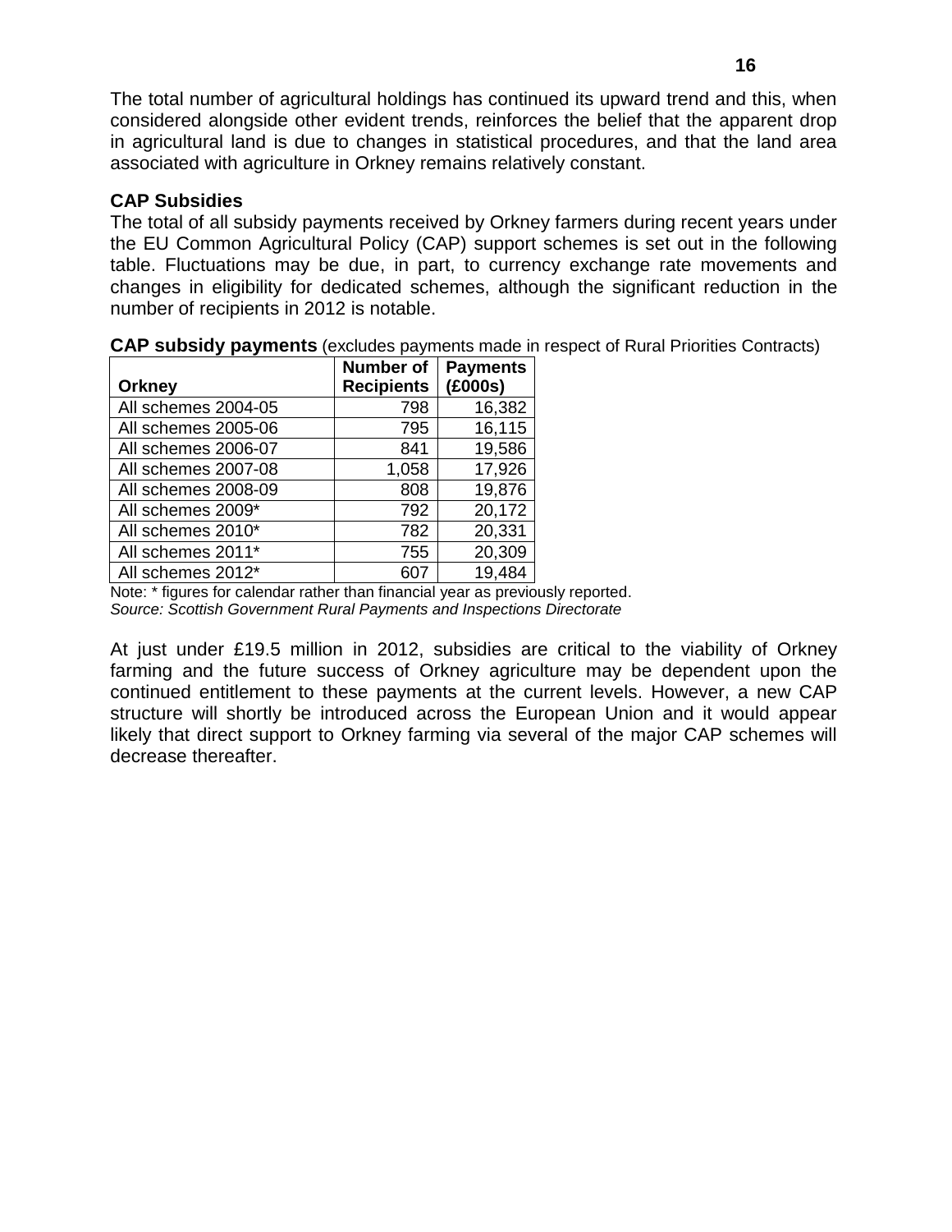The total number of agricultural holdings has continued its upward trend and this, when considered alongside other evident trends, reinforces the belief that the apparent drop in agricultural land is due to changes in statistical procedures, and that the land area associated with agriculture in Orkney remains relatively constant.

### CAP Subsidies

The total of all subsidy payments received by Orkney farmers during recent years under the EU Common Agricultural Policy (CAP) support schemes is set out in the following table. Fluctuations may be due, in part, to currency exchange rate movements and changes in eligibility for dedicated schemes, although the significant reduction in the number of recipients in 2012 is notable.

**CAP subsidy payments** (excludes payments made in respect of Rural Priorities Contracts)

| Orkney | Number of Recipients | Payments (£000s) |
|---|---|---|
| All schemes 2004-05 | 798 | 16,382 |
| All schemes 2005-06 | 795 | 16,115 |
| All schemes 2006-07 | 841 | 19,586 |
| All schemes 2007-08 | 1,058 | 17,926 |
| All schemes 2008-09 | 808 | 19,876 |
| All schemes 2009* | 792 | 20,172 |
| All schemes 2010* | 782 | 20,331 |
| All schemes 2011* | 755 | 20,309 |
| All schemes 2012* | 607 | 19,484 |

Note: * figures for calendar rather than financial year as previously reported.
*Source: Scottish Government Rural Payments and Inspections Directorate*

At just under £19.5 million in 2012, subsidies are critical to the viability of Orkney farming and the future success of Orkney agriculture may be dependent upon the continued entitlement to these payments at the current levels. However, a new CAP structure will shortly be introduced across the European Union and it would appear likely that direct support to Orkney farming via several of the major CAP schemes will decrease thereafter.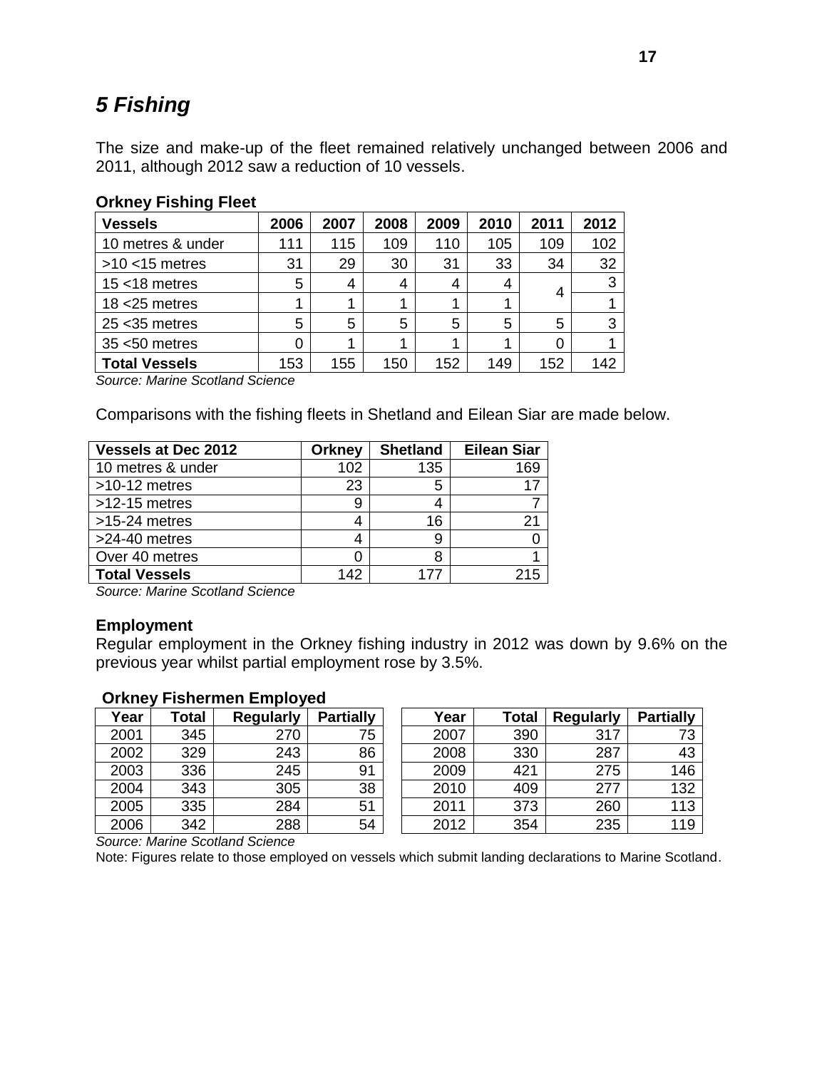# 5 Fishing

The size and make-up of the fleet remained relatively unchanged between 2006 and 2011, although 2012 saw a reduction of 10 vessels.

**Orkney Fishing Fleet**

| Vessels | 2006 | 2007 | 2008 | 2009 | 2010 | 2011 | 2012 |
|---|---|---|---|---|---|---|---|
| 10 metres & under | 111 | 115 | 109 | 110 | 105 | 109 | 102 |
| >10 <15 metres | 31 | 29 | 30 | 31 | 33 | 34 | 32 |
| 15 <18 metres | 5 | 4 | 4 | 4 | 4 | 4 | 3 |
| 18 <25 metres | 1 | 1 | 1 | 1 | 1 | | 1 |
| 25 <35 metres | 5 | 5 | 5 | 5 | 5 | 5 | 3 |
| 35 <50 metres | 0 | 1 | 1 | 1 | 1 | 0 | 1 |
| **Total Vessels** | 153 | 155 | 150 | 152 | 149 | 152 | 142 |

*Source: Marine Scotland Science*

Comparisons with the fishing fleets in Shetland and Eilean Siar are made below.

| Vessels at Dec 2012 | Orkney | Shetland | Eilean Siar |
|---|---|---|---|
| 10 metres & under | 102 | 135 | 169 |
| >10-12 metres | 23 | 5 | 17 |
| >12-15 metres | 9 | 4 | 7 |
| >15-24 metres | 4 | 16 | 21 |
| >24-40 metres | 4 | 9 | 0 |
| Over 40 metres | 0 | 8 | 1 |
| **Total Vessels** | 142 | 177 | 215 |

*Source: Marine Scotland Science*

### Employment

Regular employment in the Orkney fishing industry in 2012 was down by 9.6% on the previous year whilst partial employment rose by 3.5%.

**Orkney Fishermen Employed**

| Year | Total | Regularly | Partially |
|---|---|---|---|
| 2001 | 345 | 270 | 75 |
| 2002 | 329 | 243 | 86 |
| 2003 | 336 | 245 | 91 |
| 2004 | 343 | 305 | 38 |
| 2005 | 335 | 284 | 51 |
| 2006 | 342 | 288 | 54 |
| 2007 | 390 | 317 | 73 |
| 2008 | 330 | 287 | 43 |
| 2009 | 421 | 275 | 146 |
| 2010 | 409 | 277 | 132 |
| 2011 | 373 | 260 | 113 |
| 2012 | 354 | 235 | 119 |

*Source: Marine Scotland Science*

Note: Figures relate to those employed on vessels which submit landing declarations to Marine Scotland.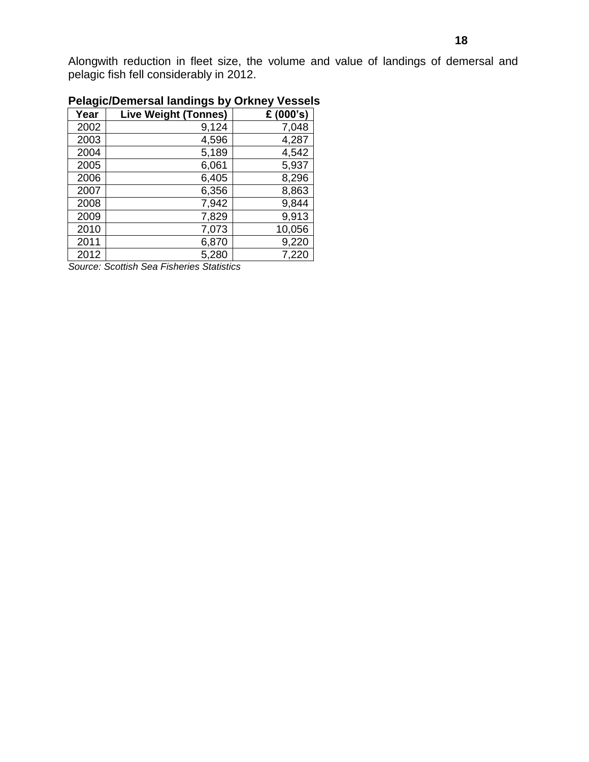Alongwith reduction in fleet size, the volume and value of landings of demersal and pelagic fish fell considerably in 2012.

**Pelagic/Demersal landings by Orkney Vessels**

| Year | Live Weight (Tonnes) | £ (000's) |
|---|---|---|
| 2002 | 9,124 | 7,048 |
| 2003 | 4,596 | 4,287 |
| 2004 | 5,189 | 4,542 |
| 2005 | 6,061 | 5,937 |
| 2006 | 6,405 | 8,296 |
| 2007 | 6,356 | 8,863 |
| 2008 | 7,942 | 9,844 |
| 2009 | 7,829 | 9,913 |
| 2010 | 7,073 | 10,056 |
| 2011 | 6,870 | 9,220 |
| 2012 | 5,280 | 7,220 |

*Source: Scottish Sea Fisheries Statistics*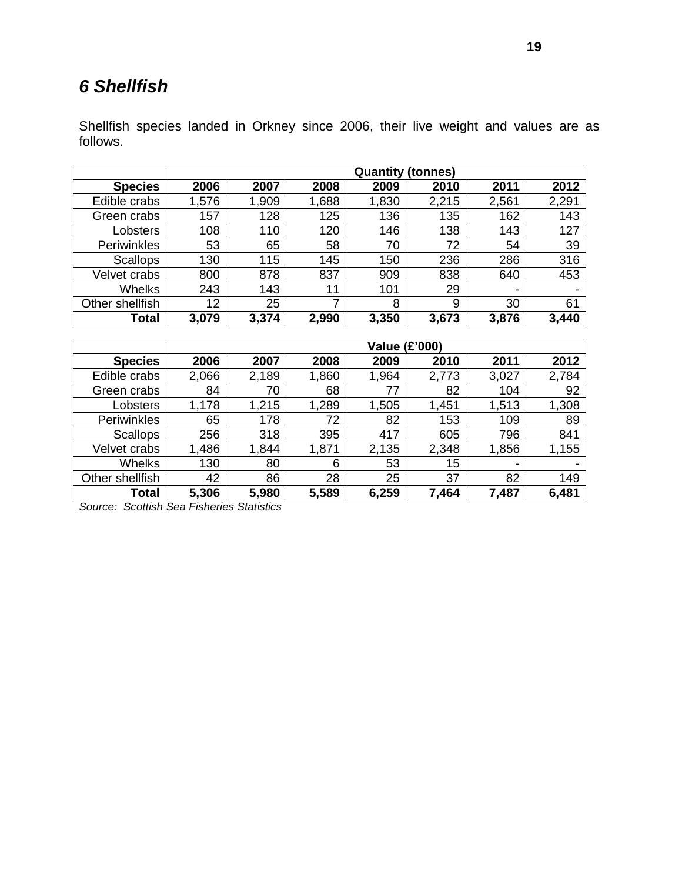## *6 Shellfish*

Shellfish species landed in Orkney since 2006, their live weight and values are as follows.

| | Quantity (tonnes) | | | | | | |
|---|---|---|---|---|---|---|---|
| **Species** | **2006** | **2007** | **2008** | **2009** | **2010** | **2011** | **2012** |
| Edible crabs | 1,576 | 1,909 | 1,688 | 1,830 | 2,215 | 2,561 | 2,291 |
| Green crabs | 157 | 128 | 125 | 136 | 135 | 162 | 143 |
| Lobsters | 108 | 110 | 120 | 146 | 138 | 143 | 127 |
| Periwinkles | 53 | 65 | 58 | 70 | 72 | 54 | 39 |
| Scallops | 130 | 115 | 145 | 150 | 236 | 286 | 316 |
| Velvet crabs | 800 | 878 | 837 | 909 | 838 | 640 | 453 |
| Whelks | 243 | 143 | 11 | 101 | 29 | - | - |
| Other shellfish | 12 | 25 | 7 | 8 | 9 | 30 | 61 |
| **Total** | **3,079** | **3,374** | **2,990** | **3,350** | **3,673** | **3,876** | **3,440** |

| | Value (£'000) | | | | | | |
|---|---|---|---|---|---|---|---|
| **Species** | **2006** | **2007** | **2008** | **2009** | **2010** | **2011** | **2012** |
| Edible crabs | 2,066 | 2,189 | 1,860 | 1,964 | 2,773 | 3,027 | 2,784 |
| Green crabs | 84 | 70 | 68 | 77 | 82 | 104 | 92 |
| Lobsters | 1,178 | 1,215 | 1,289 | 1,505 | 1,451 | 1,513 | 1,308 |
| Periwinkles | 65 | 178 | 72 | 82 | 153 | 109 | 89 |
| Scallops | 256 | 318 | 395 | 417 | 605 | 796 | 841 |
| Velvet crabs | 1,486 | 1,844 | 1,871 | 2,135 | 2,348 | 1,856 | 1,155 |
| Whelks | 130 | 80 | 6 | 53 | 15 | - | - |
| Other shellfish | 42 | 86 | 28 | 25 | 37 | 82 | 149 |
| **Total** | **5,306** | **5,980** | **5,589** | **6,259** | **7,464** | **7,487** | **6,481** |

*Source: Scottish Sea Fisheries Statistics*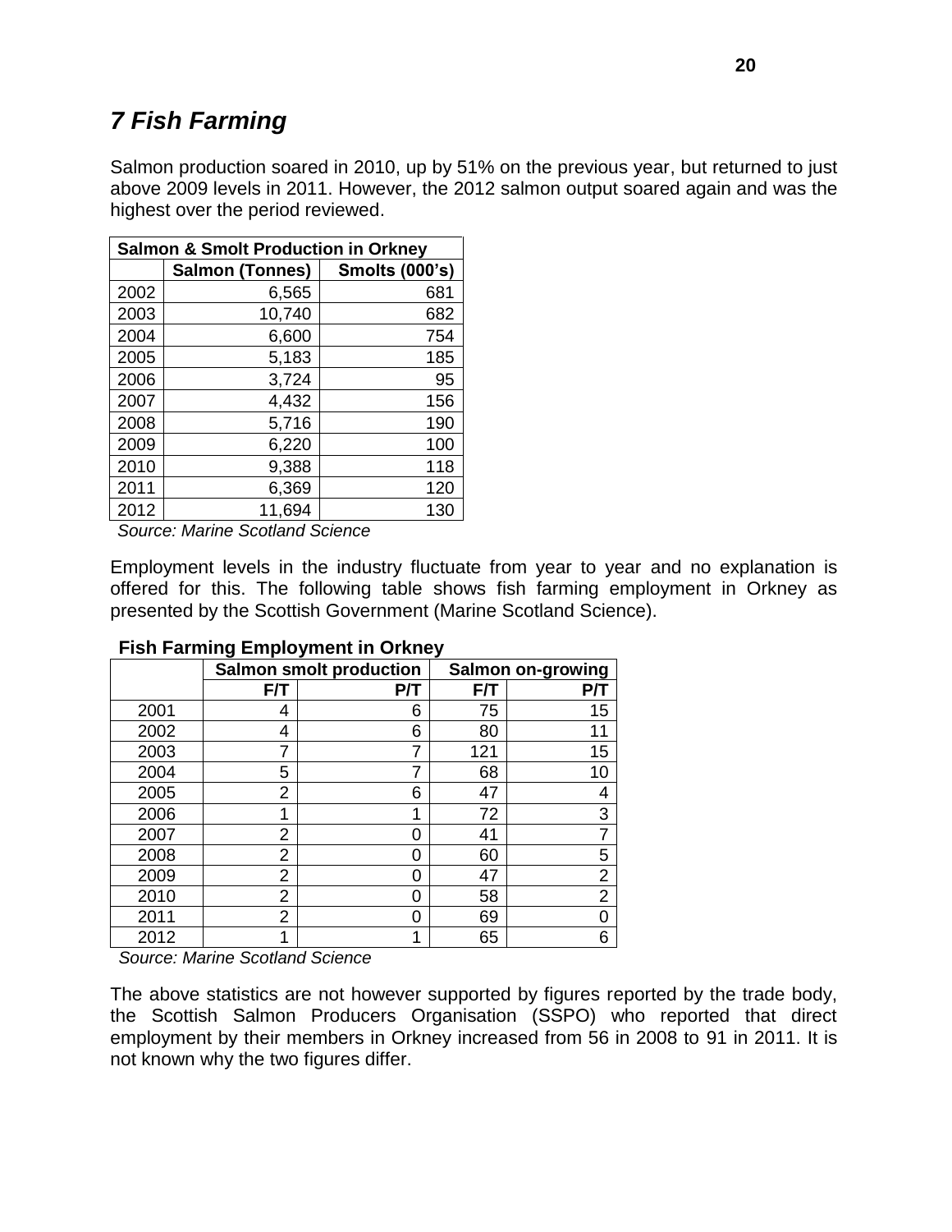# *7 Fish Farming*

Salmon production soared in 2010, up by 51% on the previous year, but returned to just above 2009 levels in 2011. However, the 2012 salmon output soared again and was the highest over the period reviewed.

| Salmon & Smolt Production in Orkney | | |
|---|---|---|
| | **Salmon (Tonnes)** | **Smolts (000's)** |
| 2002 | 6,565 | 681 |
| 2003 | 10,740 | 682 |
| 2004 | 6,600 | 754 |
| 2005 | 5,183 | 185 |
| 2006 | 3,724 | 95 |
| 2007 | 4,432 | 156 |
| 2008 | 5,716 | 190 |
| 2009 | 6,220 | 100 |
| 2010 | 9,388 | 118 |
| 2011 | 6,369 | 120 |
| 2012 | 11,694 | 130 |

*Source: Marine Scotland Science*

Employment levels in the industry fluctuate from year to year and no explanation is offered for this. The following table shows fish farming employment in Orkney as presented by the Scottish Government (Marine Scotland Science).

**Fish Farming Employment in Orkney**

| | Salmon smolt production | | Salmon on-growing | |
|---|---|---|---|---|
| | **F/T** | **P/T** | **F/T** | **P/T** |
| 2001 | 4 | 6 | 75 | 15 |
| 2002 | 4 | 6 | 80 | 11 |
| 2003 | 7 | 7 | 121 | 15 |
| 2004 | 5 | 7 | 68 | 10 |
| 2005 | 2 | 6 | 47 | 4 |
| 2006 | 1 | 1 | 72 | 3 |
| 2007 | 2 | 0 | 41 | 7 |
| 2008 | 2 | 0 | 60 | 5 |
| 2009 | 2 | 0 | 47 | 2 |
| 2010 | 2 | 0 | 58 | 2 |
| 2011 | 2 | 0 | 69 | 0 |
| 2012 | 1 | 1 | 65 | 6 |

*Source: Marine Scotland Science*

The above statistics are not however supported by figures reported by the trade body, the Scottish Salmon Producers Organisation (SSPO) who reported that direct employment by their members in Orkney increased from 56 in 2008 to 91 in 2011. It is not known why the two figures differ.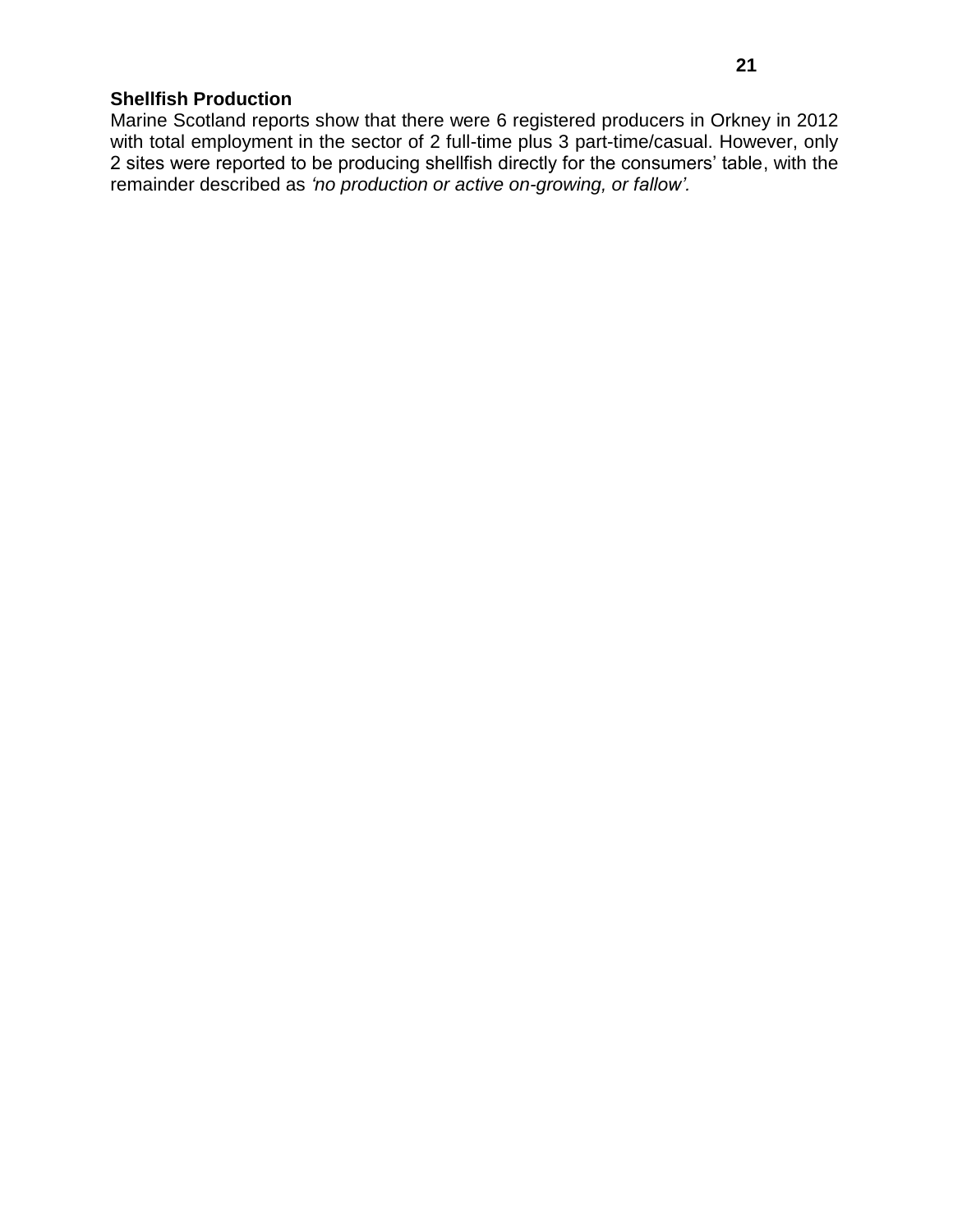**Shellfish Production**

Marine Scotland reports show that there were 6 registered producers in Orkney in 2012 with total employment in the sector of 2 full-time plus 3 part-time/casual. However, only 2 sites were reported to be producing shellfish directly for the consumers' table, with the remainder described as *'no production or active on-growing, or fallow'.*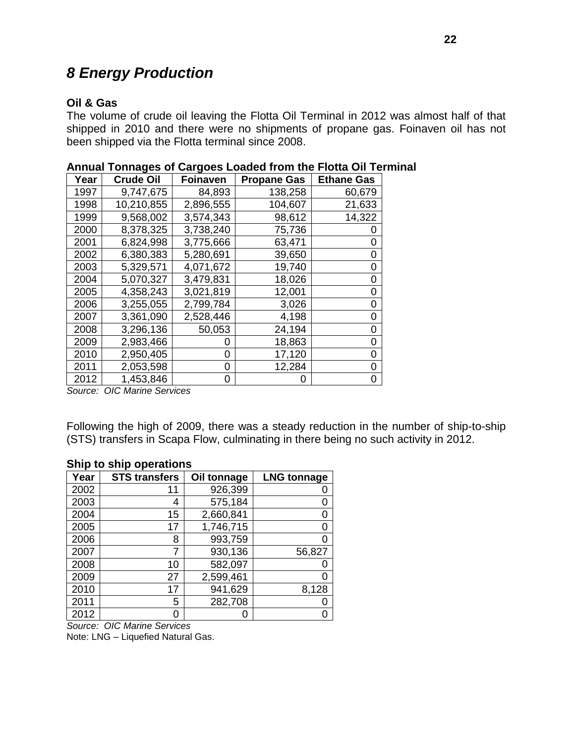# 8 Energy Production

### Oil & Gas

The volume of crude oil leaving the Flotta Oil Terminal in 2012 was almost half of that shipped in 2010 and there were no shipments of propane gas. Foinaven oil has not been shipped via the Flotta terminal since 2008.

**Annual Tonnages of Cargoes Loaded from the Flotta Oil Terminal**

| Year | Crude Oil | Foinaven | Propane Gas | Ethane Gas |
|---|---|---|---|---|
| 1997 | 9,747,675 | 84,893 | 138,258 | 60,679 |
| 1998 | 10,210,855 | 2,896,555 | 104,607 | 21,633 |
| 1999 | 9,568,002 | 3,574,343 | 98,612 | 14,322 |
| 2000 | 8,378,325 | 3,738,240 | 75,736 | 0 |
| 2001 | 6,824,998 | 3,775,666 | 63,471 | 0 |
| 2002 | 6,380,383 | 5,280,691 | 39,650 | 0 |
| 2003 | 5,329,571 | 4,071,672 | 19,740 | 0 |
| 2004 | 5,070,327 | 3,479,831 | 18,026 | 0 |
| 2005 | 4,358,243 | 3,021,819 | 12,001 | 0 |
| 2006 | 3,255,055 | 2,799,784 | 3,026 | 0 |
| 2007 | 3,361,090 | 2,528,446 | 4,198 | 0 |
| 2008 | 3,296,136 | 50,053 | 24,194 | 0 |
| 2009 | 2,983,466 | 0 | 18,863 | 0 |
| 2010 | 2,950,405 | 0 | 17,120 | 0 |
| 2011 | 2,053,598 | 0 | 12,284 | 0 |
| 2012 | 1,453,846 | 0 | 0 | 0 |

*Source: OIC Marine Services*

Following the high of 2009, there was a steady reduction in the number of ship-to-ship (STS) transfers in Scapa Flow, culminating in there being no such activity in 2012.

**Ship to ship operations**

| Year | STS transfers | Oil tonnage | LNG tonnage |
|---|---|---|---|
| 2002 | 11 | 926,399 | 0 |
| 2003 | 4 | 575,184 | 0 |
| 2004 | 15 | 2,660,841 | 0 |
| 2005 | 17 | 1,746,715 | 0 |
| 2006 | 8 | 993,759 | 0 |
| 2007 | 7 | 930,136 | 56,827 |
| 2008 | 10 | 582,097 | 0 |
| 2009 | 27 | 2,599,461 | 0 |
| 2010 | 17 | 941,629 | 8,128 |
| 2011 | 5 | 282,708 | 0 |
| 2012 | 0 | 0 | 0 |

*Source: OIC Marine Services*

Note: LNG – Liquefied Natural Gas.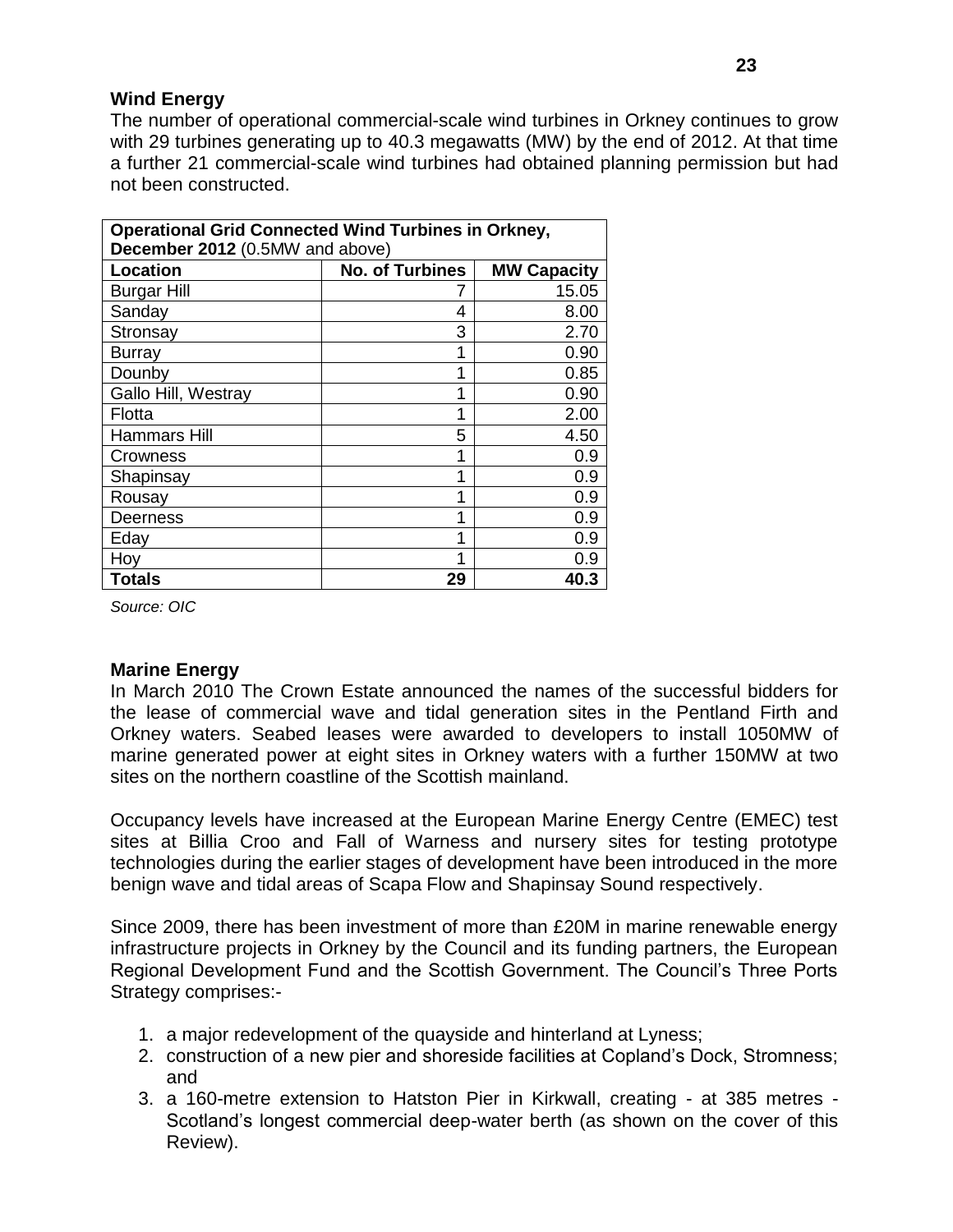### Wind Energy

The number of operational commercial-scale wind turbines in Orkney continues to grow with 29 turbines generating up to 40.3 megawatts (MW) by the end of 2012. At that time a further 21 commercial-scale wind turbines had obtained planning permission but had not been constructed.

| **Operational Grid Connected Wind Turbines in Orkney, December 2012** (0.5MW and above) | | |
|---|---|---|
| **Location** | **No. of Turbines** | **MW Capacity** |
| Burgar Hill | 7 | 15.05 |
| Sanday | 4 | 8.00 |
| Stronsay | 3 | 2.70 |
| Burray | 1 | 0.90 |
| Dounby | 1 | 0.85 |
| Gallo Hill, Westray | 1 | 0.90 |
| Flotta | 1 | 2.00 |
| Hammars Hill | 5 | 4.50 |
| Crowness | 1 | 0.9 |
| Shapinsay | 1 | 0.9 |
| Rousay | 1 | 0.9 |
| Deerness | 1 | 0.9 |
| Eday | 1 | 0.9 |
| Hoy | 1 | 0.9 |
| **Totals** | **29** | **40.3** |

*Source: OIC*

### Marine Energy

In March 2010 The Crown Estate announced the names of the successful bidders for the lease of commercial wave and tidal generation sites in the Pentland Firth and Orkney waters. Seabed leases were awarded to developers to install 1050MW of marine generated power at eight sites in Orkney waters with a further 150MW at two sites on the northern coastline of the Scottish mainland.

Occupancy levels have increased at the European Marine Energy Centre (EMEC) test sites at Billia Croo and Fall of Warness and nursery sites for testing prototype technologies during the earlier stages of development have been introduced in the more benign wave and tidal areas of Scapa Flow and Shapinsay Sound respectively.

Since 2009, there has been investment of more than £20M in marine renewable energy infrastructure projects in Orkney by the Council and its funding partners, the European Regional Development Fund and the Scottish Government. The Council's Three Ports Strategy comprises:-

1. a major redevelopment of the quayside and hinterland at Lyness;
2. construction of a new pier and shoreside facilities at Copland's Dock, Stromness; and
3. a 160-metre extension to Hatston Pier in Kirkwall, creating - at 385 metres - Scotland's longest commercial deep-water berth (as shown on the cover of this Review).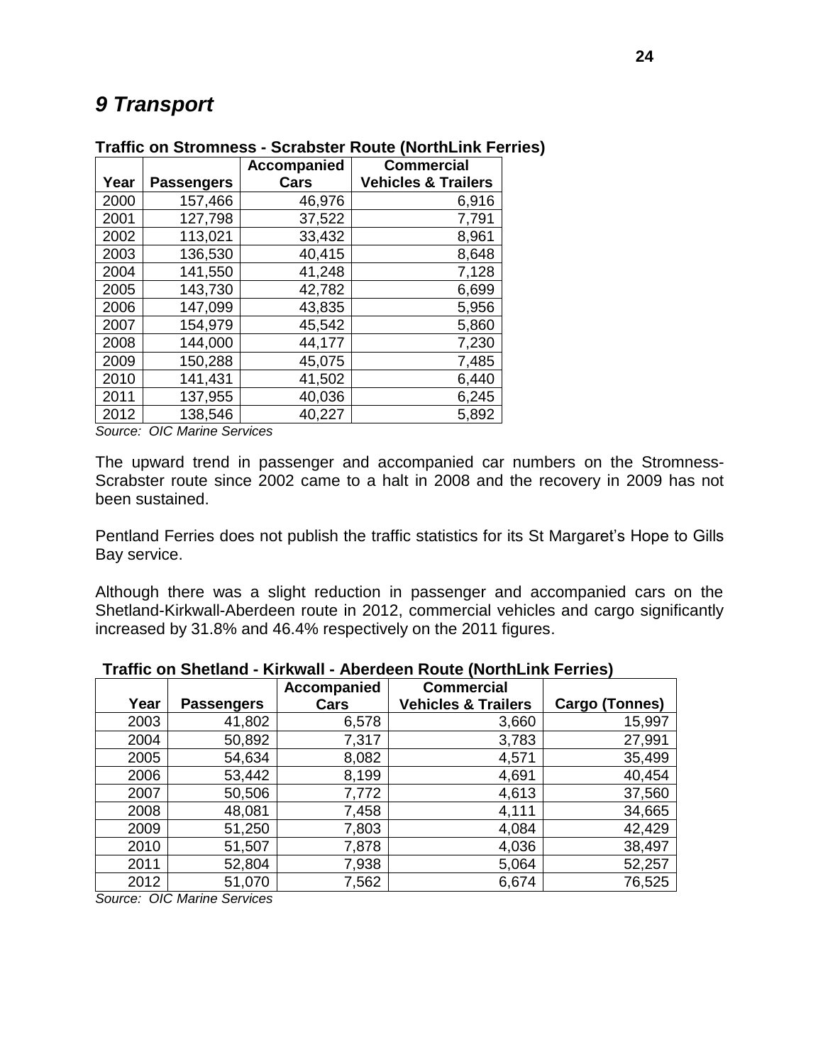# *9 Transport*

**Traffic on Stromness - Scrabster Route (NorthLink Ferries)**

| Year | Passengers | Accompanied Cars | Commercial Vehicles & Trailers |
|---|---|---|---|
| 2000 | 157,466 | 46,976 | 6,916 |
| 2001 | 127,798 | 37,522 | 7,791 |
| 2002 | 113,021 | 33,432 | 8,961 |
| 2003 | 136,530 | 40,415 | 8,648 |
| 2004 | 141,550 | 41,248 | 7,128 |
| 2005 | 143,730 | 42,782 | 6,699 |
| 2006 | 147,099 | 43,835 | 5,956 |
| 2007 | 154,979 | 45,542 | 5,860 |
| 2008 | 144,000 | 44,177 | 7,230 |
| 2009 | 150,288 | 45,075 | 7,485 |
| 2010 | 141,431 | 41,502 | 6,440 |
| 2011 | 137,955 | 40,036 | 6,245 |
| 2012 | 138,546 | 40,227 | 5,892 |

*Source: OIC Marine Services*

The upward trend in passenger and accompanied car numbers on the Stromness-Scrabster route since 2002 came to a halt in 2008 and the recovery in 2009 has not been sustained.

Pentland Ferries does not publish the traffic statistics for its St Margaret's Hope to Gills Bay service.

Although there was a slight reduction in passenger and accompanied cars on the Shetland-Kirkwall-Aberdeen route in 2012, commercial vehicles and cargo significantly increased by 31.8% and 46.4% respectively on the 2011 figures.

**Traffic on Shetland - Kirkwall - Aberdeen Route (NorthLink Ferries)**

| Year | Passengers | Accompanied Cars | Commercial Vehicles & Trailers | Cargo (Tonnes) |
|---|---|---|---|---|
| 2003 | 41,802 | 6,578 | 3,660 | 15,997 |
| 2004 | 50,892 | 7,317 | 3,783 | 27,991 |
| 2005 | 54,634 | 8,082 | 4,571 | 35,499 |
| 2006 | 53,442 | 8,199 | 4,691 | 40,454 |
| 2007 | 50,506 | 7,772 | 4,613 | 37,560 |
| 2008 | 48,081 | 7,458 | 4,111 | 34,665 |
| 2009 | 51,250 | 7,803 | 4,084 | 42,429 |
| 2010 | 51,507 | 7,878 | 4,036 | 38,497 |
| 2011 | 52,804 | 7,938 | 5,064 | 52,257 |
| 2012 | 51,070 | 7,562 | 6,674 | 76,525 |

*Source: OIC Marine Services*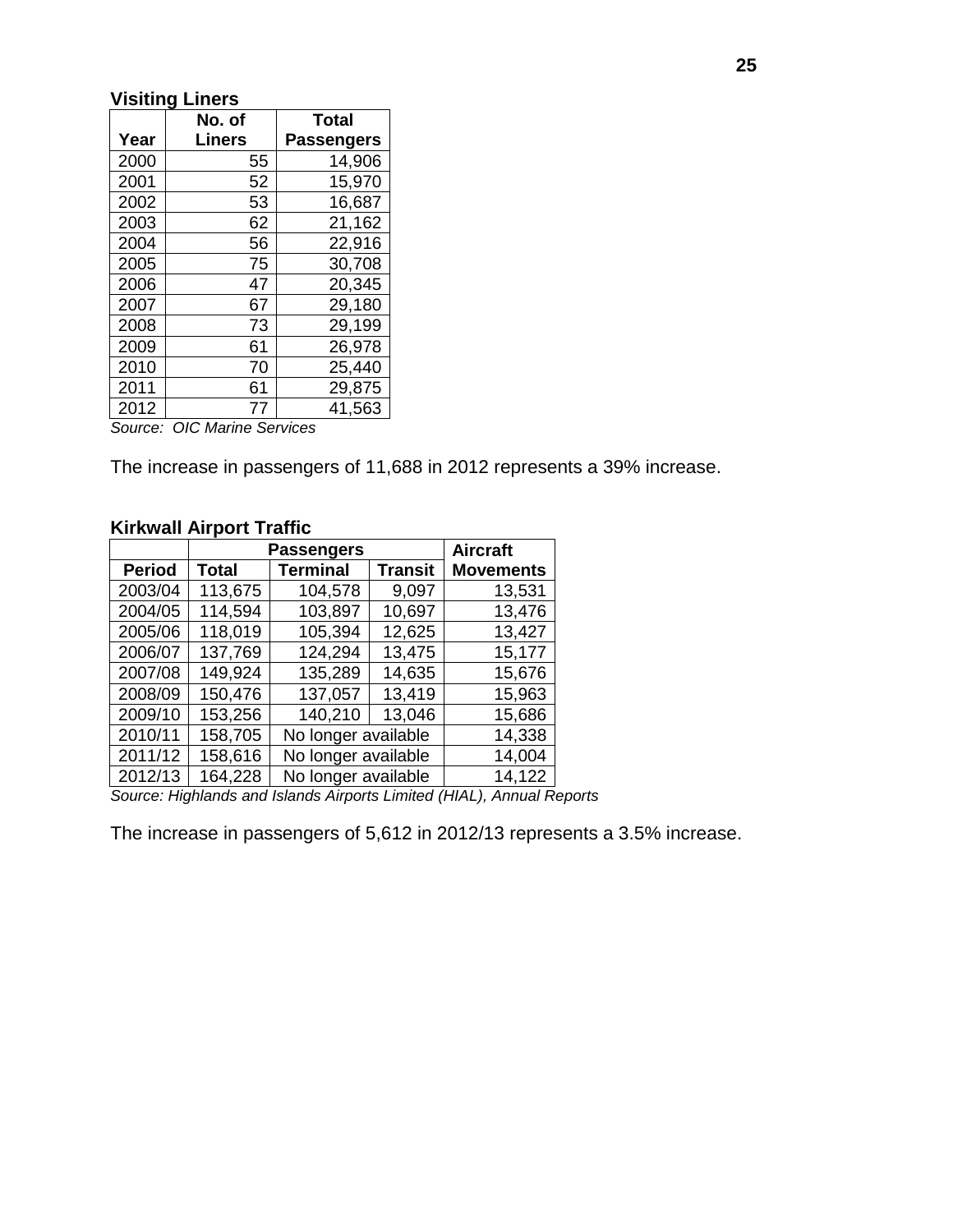**Visiting Liners**

| Year | No. of Liners | Total Passengers |
|---|---|---|
| 2000 | 55 | 14,906 |
| 2001 | 52 | 15,970 |
| 2002 | 53 | 16,687 |
| 2003 | 62 | 21,162 |
| 2004 | 56 | 22,916 |
| 2005 | 75 | 30,708 |
| 2006 | 47 | 20,345 |
| 2007 | 67 | 29,180 |
| 2008 | 73 | 29,199 |
| 2009 | 61 | 26,978 |
| 2010 | 70 | 25,440 |
| 2011 | 61 | 29,875 |
| 2012 | 77 | 41,563 |

*Source: OIC Marine Services*

The increase in passengers of 11,688 in 2012 represents a 39% increase.

**Kirkwall Airport Traffic**

| | Passengers | | | Aircraft |
|---|---|---|---|---|
| **Period** | **Total** | **Terminal** | **Transit** | **Movements** |
| 2003/04 | 113,675 | 104,578 | 9,097 | 13,531 |
| 2004/05 | 114,594 | 103,897 | 10,697 | 13,476 |
| 2005/06 | 118,019 | 105,394 | 12,625 | 13,427 |
| 2006/07 | 137,769 | 124,294 | 13,475 | 15,177 |
| 2007/08 | 149,924 | 135,289 | 14,635 | 15,676 |
| 2008/09 | 150,476 | 137,057 | 13,419 | 15,963 |
| 2009/10 | 153,256 | 140,210 | 13,046 | 15,686 |
| 2010/11 | 158,705 | No longer available | | 14,338 |
| 2011/12 | 158,616 | No longer available | | 14,004 |
| 2012/13 | 164,228 | No longer available | | 14,122 |

*Source: Highlands and Islands Airports Limited (HIAL), Annual Reports*

The increase in passengers of 5,612 in 2012/13 represents a 3.5% increase.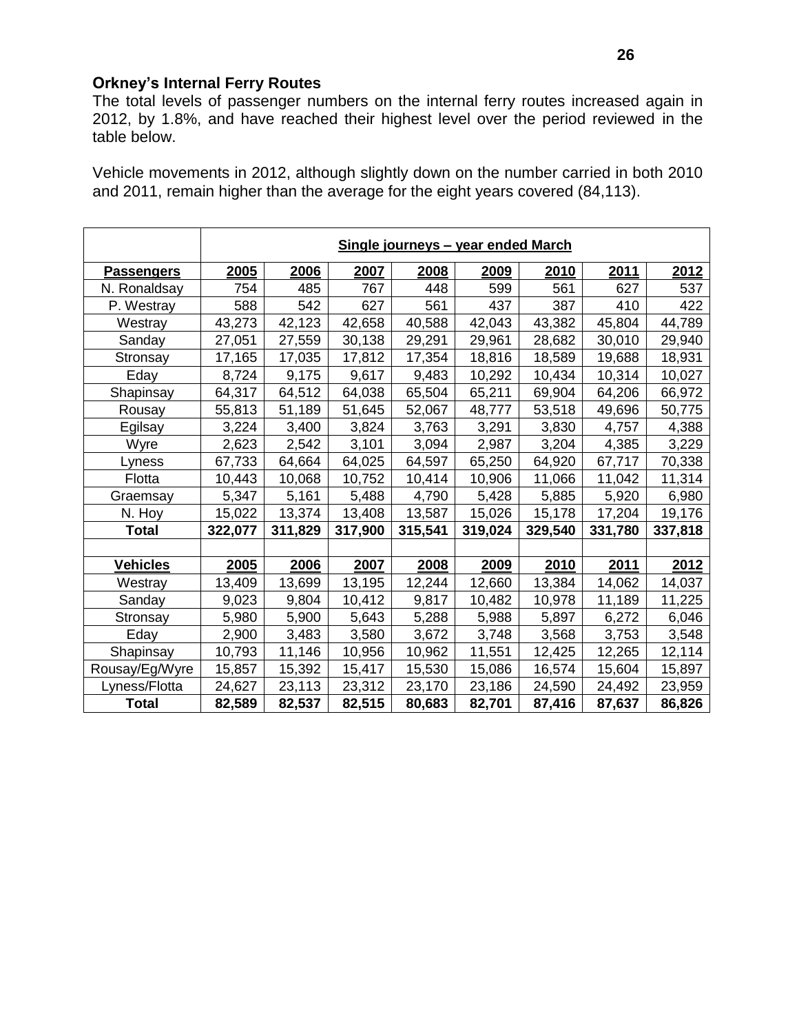### Orkney's Internal Ferry Routes

The total levels of passenger numbers on the internal ferry routes increased again in 2012, by 1.8%, and have reached their highest level over the period reviewed in the table below.

Vehicle movements in 2012, although slightly down on the number carried in both 2010 and 2011, remain higher than the average for the eight years covered (84,113).

| | Single journeys – year ended March | | | | | | | |
|---|---|---|---|---|---|---|---|---|
| **Passengers** | **2005** | **2006** | **2007** | **2008** | **2009** | **2010** | **2011** | **2012** |
| N. Ronaldsay | 754 | 485 | 767 | 448 | 599 | 561 | 627 | 537 |
| P. Westray | 588 | 542 | 627 | 561 | 437 | 387 | 410 | 422 |
| Westray | 43,273 | 42,123 | 42,658 | 40,588 | 42,043 | 43,382 | 45,804 | 44,789 |
| Sanday | 27,051 | 27,559 | 30,138 | 29,291 | 29,961 | 28,682 | 30,010 | 29,940 |
| Stronsay | 17,165 | 17,035 | 17,812 | 17,354 | 18,816 | 18,589 | 19,688 | 18,931 |
| Eday | 8,724 | 9,175 | 9,617 | 9,483 | 10,292 | 10,434 | 10,314 | 10,027 |
| Shapinsay | 64,317 | 64,512 | 64,038 | 65,504 | 65,211 | 69,904 | 64,206 | 66,972 |
| Rousay | 55,813 | 51,189 | 51,645 | 52,067 | 48,777 | 53,518 | 49,696 | 50,775 |
| Egilsay | 3,224 | 3,400 | 3,824 | 3,763 | 3,291 | 3,830 | 4,757 | 4,388 |
| Wyre | 2,623 | 2,542 | 3,101 | 3,094 | 2,987 | 3,204 | 4,385 | 3,229 |
| Lyness | 67,733 | 64,664 | 64,025 | 64,597 | 65,250 | 64,920 | 67,717 | 70,338 |
| Flotta | 10,443 | 10,068 | 10,752 | 10,414 | 10,906 | 11,066 | 11,042 | 11,314 |
| Graemsay | 5,347 | 5,161 | 5,488 | 4,790 | 5,428 | 5,885 | 5,920 | 6,980 |
| N. Hoy | 15,022 | 13,374 | 13,408 | 13,587 | 15,026 | 15,178 | 17,204 | 19,176 |
| **Total** | **322,077** | **311,829** | **317,900** | **315,541** | **319,024** | **329,540** | **331,780** | **337,818** |
| | | | | | | | | |
| **Vehicles** | **2005** | **2006** | **2007** | **2008** | **2009** | **2010** | **2011** | **2012** |
| Westray | 13,409 | 13,699 | 13,195 | 12,244 | 12,660 | 13,384 | 14,062 | 14,037 |
| Sanday | 9,023 | 9,804 | 10,412 | 9,817 | 10,482 | 10,978 | 11,189 | 11,225 |
| Stronsay | 5,980 | 5,900 | 5,643 | 5,288 | 5,988 | 5,897 | 6,272 | 6,046 |
| Eday | 2,900 | 3,483 | 3,580 | 3,672 | 3,748 | 3,568 | 3,753 | 3,548 |
| Shapinsay | 10,793 | 11,146 | 10,956 | 10,962 | 11,551 | 12,425 | 12,265 | 12,114 |
| Rousay/Eg/Wyre | 15,857 | 15,392 | 15,417 | 15,530 | 15,086 | 16,574 | 15,604 | 15,897 |
| Lyness/Flotta | 24,627 | 23,113 | 23,312 | 23,170 | 23,186 | 24,590 | 24,492 | 23,959 |
| **Total** | **82,589** | **82,537** | **82,515** | **80,683** | **82,701** | **87,416** | **87,637** | **86,826** |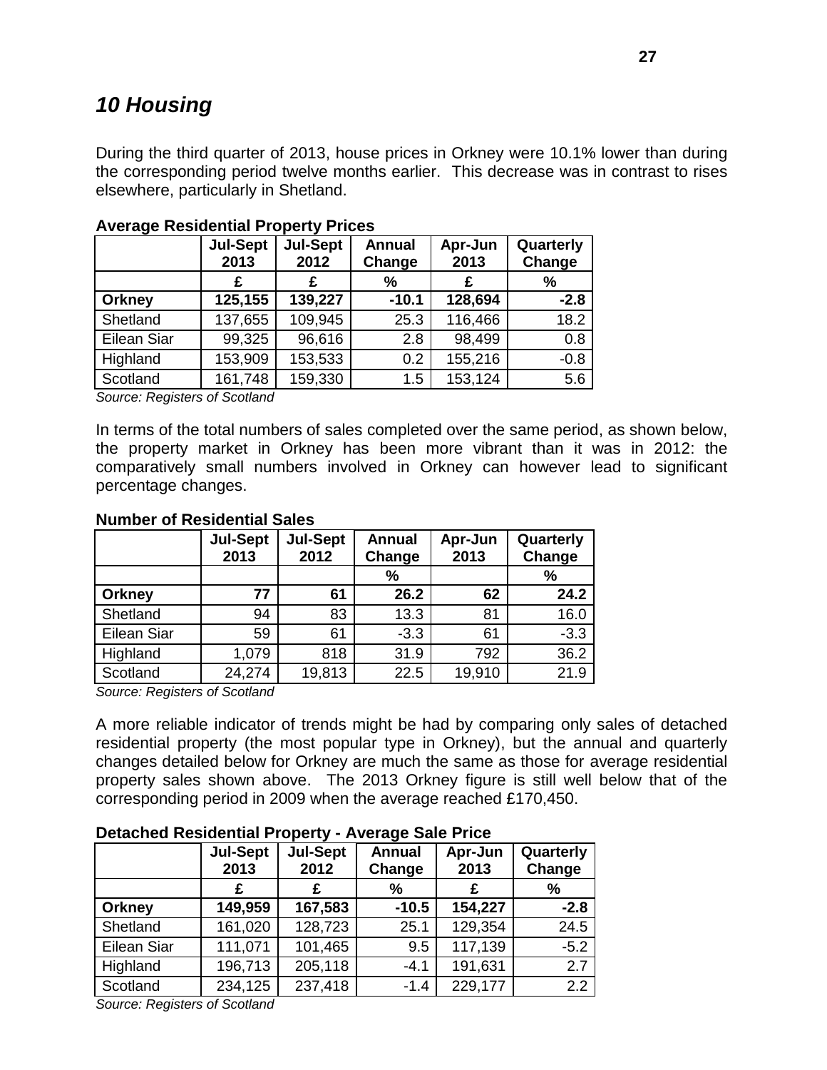# 10 Housing

During the third quarter of 2013, house prices in Orkney were 10.1% lower than during the corresponding period twelve months earlier. This decrease was in contrast to rises elsewhere, particularly in Shetland.

**Average Residential Property Prices**

| | Jul-Sept 2013 | Jul-Sept 2012 | Annual Change | Apr-Jun 2013 | Quarterly Change |
|---|---|---|---|---|---|
| | £ | £ | % | £ | % |
| **Orkney** | **125,155** | **139,227** | **-10.1** | **128,694** | **-2.8** |
| Shetland | 137,655 | 109,945 | 25.3 | 116,466 | 18.2 |
| Eilean Siar | 99,325 | 96,616 | 2.8 | 98,499 | 0.8 |
| Highland | 153,909 | 153,533 | 0.2 | 155,216 | -0.8 |
| Scotland | 161,748 | 159,330 | 1.5 | 153,124 | 5.6 |

*Source: Registers of Scotland*

In terms of the total numbers of sales completed over the same period, as shown below, the property market in Orkney has been more vibrant than it was in 2012: the comparatively small numbers involved in Orkney can however lead to significant percentage changes.

**Number of Residential Sales**

| | Jul-Sept 2013 | Jul-Sept 2012 | Annual Change | Apr-Jun 2013 | Quarterly Change |
|---|---|---|---|---|---|
| | | | % | | % |
| **Orkney** | **77** | **61** | **26.2** | **62** | **24.2** |
| Shetland | 94 | 83 | 13.3 | 81 | 16.0 |
| Eilean Siar | 59 | 61 | -3.3 | 61 | -3.3 |
| Highland | 1,079 | 818 | 31.9 | 792 | 36.2 |
| Scotland | 24,274 | 19,813 | 22.5 | 19,910 | 21.9 |

*Source: Registers of Scotland*

A more reliable indicator of trends might be had by comparing only sales of detached residential property (the most popular type in Orkney), but the annual and quarterly changes detailed below for Orkney are much the same as those for average residential property sales shown above. The 2013 Orkney figure is still well below that of the corresponding period in 2009 when the average reached £170,450.

**Detached Residential Property - Average Sale Price**

| | Jul-Sept 2013 | Jul-Sept 2012 | Annual Change | Apr-Jun 2013 | Quarterly Change |
|---|---|---|---|---|---|
| | £ | £ | % | £ | % |
| **Orkney** | **149,959** | **167,583** | **-10.5** | **154,227** | **-2.8** |
| Shetland | 161,020 | 128,723 | 25.1 | 129,354 | 24.5 |
| Eilean Siar | 111,071 | 101,465 | 9.5 | 117,139 | -5.2 |
| Highland | 196,713 | 205,118 | -4.1 | 191,631 | 2.7 |
| Scotland | 234,125 | 237,418 | -1.4 | 229,177 | 2.2 |

*Source: Registers of Scotland*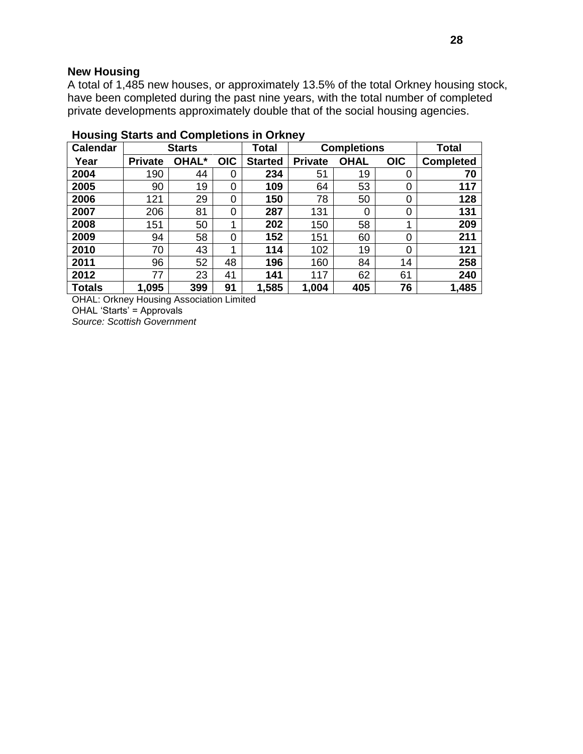## New Housing

A total of 1,485 new houses, or approximately 13.5% of the total Orkney housing stock, have been completed during the past nine years, with the total number of completed private developments approximately double that of the social housing agencies.

**Housing Starts and Completions in Orkney**

| Calendar | Starts | | | Total | Completions | | | Total |
|---|---|---|---|---|---|---|---|---|
| Year | Private | OHAL* | OIC | Started | Private | OHAL | OIC | Completed |
| **2004** | 190 | 44 | 0 | **234** | 51 | 19 | 0 | **70** |
| **2005** | 90 | 19 | 0 | **109** | 64 | 53 | 0 | **117** |
| **2006** | 121 | 29 | 0 | **150** | 78 | 50 | 0 | **128** |
| **2007** | 206 | 81 | 0 | **287** | 131 | 0 | 0 | **131** |
| **2008** | 151 | 50 | 1 | **202** | 150 | 58 | 1 | **209** |
| **2009** | 94 | 58 | 0 | **152** | 151 | 60 | 0 | **211** |
| **2010** | 70 | 43 | 1 | **114** | 102 | 19 | 0 | **121** |
| **2011** | 96 | 52 | 48 | **196** | 160 | 84 | 14 | **258** |
| **2012** | 77 | 23 | 41 | **141** | 117 | 62 | 61 | **240** |
| **Totals** | **1,095** | **399** | **91** | **1,585** | **1,004** | **405** | **76** | **1,485** |

OHAL: Orkney Housing Association Limited
OHAL 'Starts' = Approvals
*Source: Scottish Government*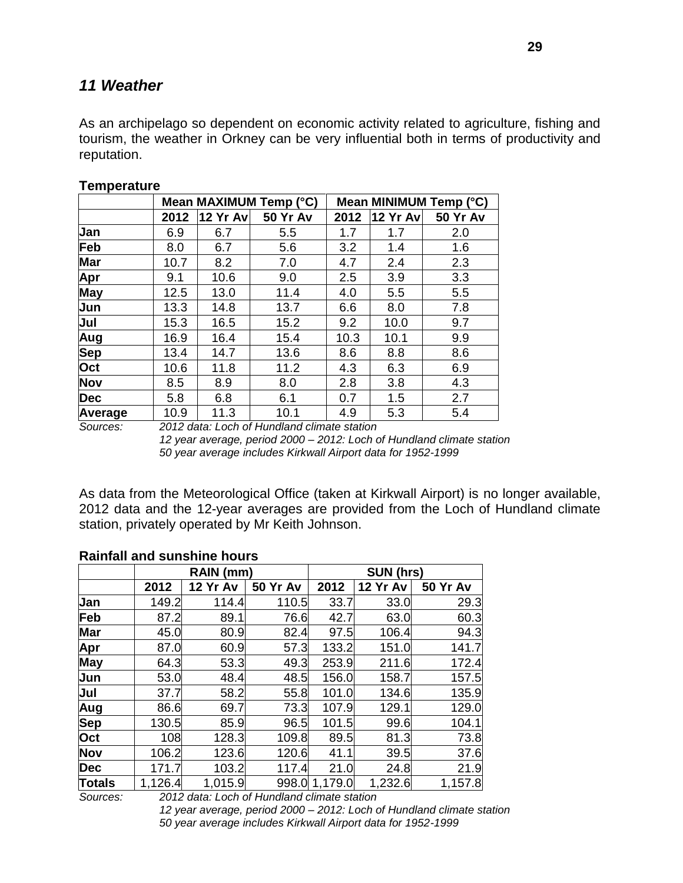## *11 Weather*

As an archipelago so dependent on economic activity related to agriculture, fishing and tourism, the weather in Orkney can be very influential both in terms of productivity and reputation.

**Temperature**

| | Mean MAXIMUM Temp (°C) | | | Mean MINIMUM Temp (°C) | | |
|---|---|---|---|---|---|---|
| | **2012** | **12 Yr Av** | **50 Yr Av** | **2012** | **12 Yr Av** | **50 Yr Av** |
| **Jan** | 6.9 | 6.7 | 5.5 | 1.7 | 1.7 | 2.0 |
| **Feb** | 8.0 | 6.7 | 5.6 | 3.2 | 1.4 | 1.6 |
| **Mar** | 10.7 | 8.2 | 7.0 | 4.7 | 2.4 | 2.3 |
| **Apr** | 9.1 | 10.6 | 9.0 | 2.5 | 3.9 | 3.3 |
| **May** | 12.5 | 13.0 | 11.4 | 4.0 | 5.5 | 5.5 |
| **Jun** | 13.3 | 14.8 | 13.7 | 6.6 | 8.0 | 7.8 |
| **Jul** | 15.3 | 16.5 | 15.2 | 9.2 | 10.0 | 9.7 |
| **Aug** | 16.9 | 16.4 | 15.4 | 10.3 | 10.1 | 9.9 |
| **Sep** | 13.4 | 14.7 | 13.6 | 8.6 | 8.8 | 8.6 |
| **Oct** | 10.6 | 11.8 | 11.2 | 4.3 | 6.3 | 6.9 |
| **Nov** | 8.5 | 8.9 | 8.0 | 2.8 | 3.8 | 4.3 |
| **Dec** | 5.8 | 6.8 | 6.1 | 0.7 | 1.5 | 2.7 |
| **Average** | 10.9 | 11.3 | 10.1 | 4.9 | 5.3 | 5.4 |

*Sources: 2012 data: Loch of Hundland climate station*
*12 year average, period 2000 – 2012: Loch of Hundland climate station*
*50 year average includes Kirkwall Airport data for 1952-1999*

As data from the Meteorological Office (taken at Kirkwall Airport) is no longer available, 2012 data and the 12-year averages are provided from the Loch of Hundland climate station, privately operated by Mr Keith Johnson.

**Rainfall and sunshine hours**

| | RAIN (mm) | | | SUN (hrs) | | |
|---|---|---|---|---|---|---|
| | **2012** | **12 Yr Av** | **50 Yr Av** | **2012** | **12 Yr Av** | **50 Yr Av** |
| **Jan** | 149.2 | 114.4 | 110.5 | 33.7 | 33.0 | 29.3 |
| **Feb** | 87.2 | 89.1 | 76.6 | 42.7 | 63.0 | 60.3 |
| **Mar** | 45.0 | 80.9 | 82.4 | 97.5 | 106.4 | 94.3 |
| **Apr** | 87.0 | 60.9 | 57.3 | 133.2 | 151.0 | 141.7 |
| **May** | 64.3 | 53.3 | 49.3 | 253.9 | 211.6 | 172.4 |
| **Jun** | 53.0 | 48.4 | 48.5 | 156.0 | 158.7 | 157.5 |
| **Jul** | 37.7 | 58.2 | 55.8 | 101.0 | 134.6 | 135.9 |
| **Aug** | 86.6 | 69.7 | 73.3 | 107.9 | 129.1 | 129.0 |
| **Sep** | 130.5 | 85.9 | 96.5 | 101.5 | 99.6 | 104.1 |
| **Oct** | 108 | 128.3 | 109.8 | 89.5 | 81.3 | 73.8 |
| **Nov** | 106.2 | 123.6 | 120.6 | 41.1 | 39.5 | 37.6 |
| **Dec** | 171.7 | 103.2 | 117.4 | 21.0 | 24.8 | 21.9 |
| **Totals** | 1,126.4 | 1,015.9 | 998.0 | 1,179.0 | 1,232.6 | 1,157.8 |

*Sources: 2012 data: Loch of Hundland climate station*
*12 year average, period 2000 – 2012: Loch of Hundland climate station*
*50 year average includes Kirkwall Airport data for 1952-1999*